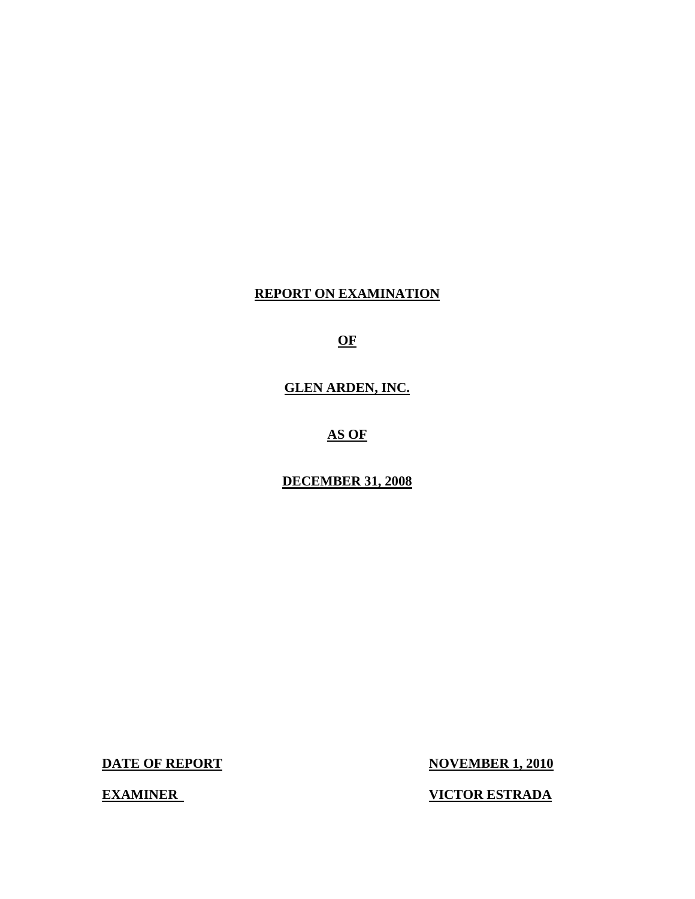**REPORT ON EXAMINATION**

**OF**

**GLEN ARDEN, INC.**

**AS OF**

**DECEMBER 31, 2008**

| **DATE OF REPORT** | **NOVEMBER 1, 2010** |
|---|---|
| **EXAMINER** | **VICTOR ESTRADA** |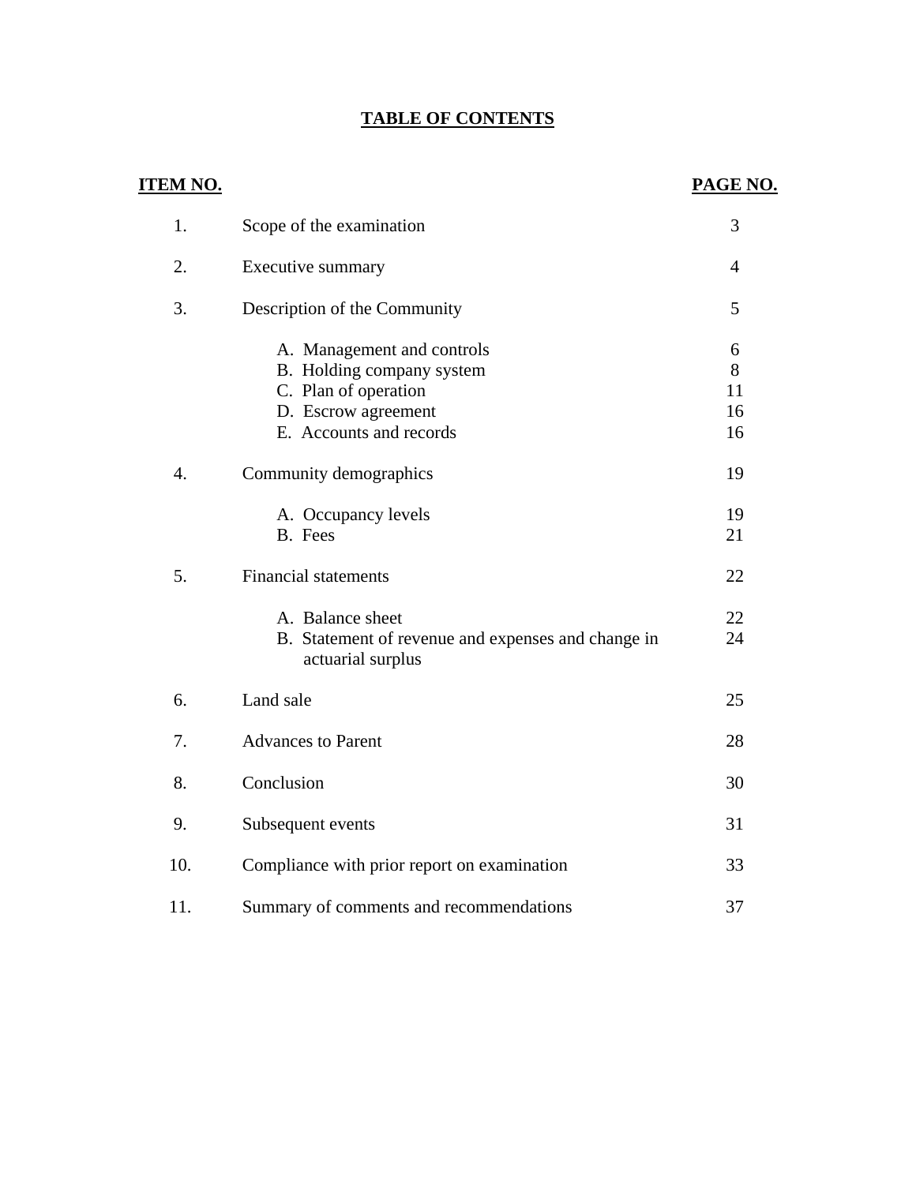# TABLE OF CONTENTS

| ITEM NO. | | PAGE NO. |
|---|---|---|
| 1. | Scope of the examination | 3 |
| 2. | Executive summary | 4 |
| 3. | Description of the Community | 5 |
| | A. Management and controls | 6 |
| | B. Holding company system | 8 |
| | C. Plan of operation | 11 |
| | D. Escrow agreement | 16 |
| | E. Accounts and records | 16 |
| 4. | Community demographics | 19 |
| | A. Occupancy levels | 19 |
| | B. Fees | 21 |
| 5. | Financial statements | 22 |
| | A. Balance sheet | 22 |
| | B. Statement of revenue and expenses and change in actuarial surplus | 24 |
| 6. | Land sale | 25 |
| 7. | Advances to Parent | 28 |
| 8. | Conclusion | 30 |
| 9. | Subsequent events | 31 |
| 10. | Compliance with prior report on examination | 33 |
| 11. | Summary of comments and recommendations | 37 |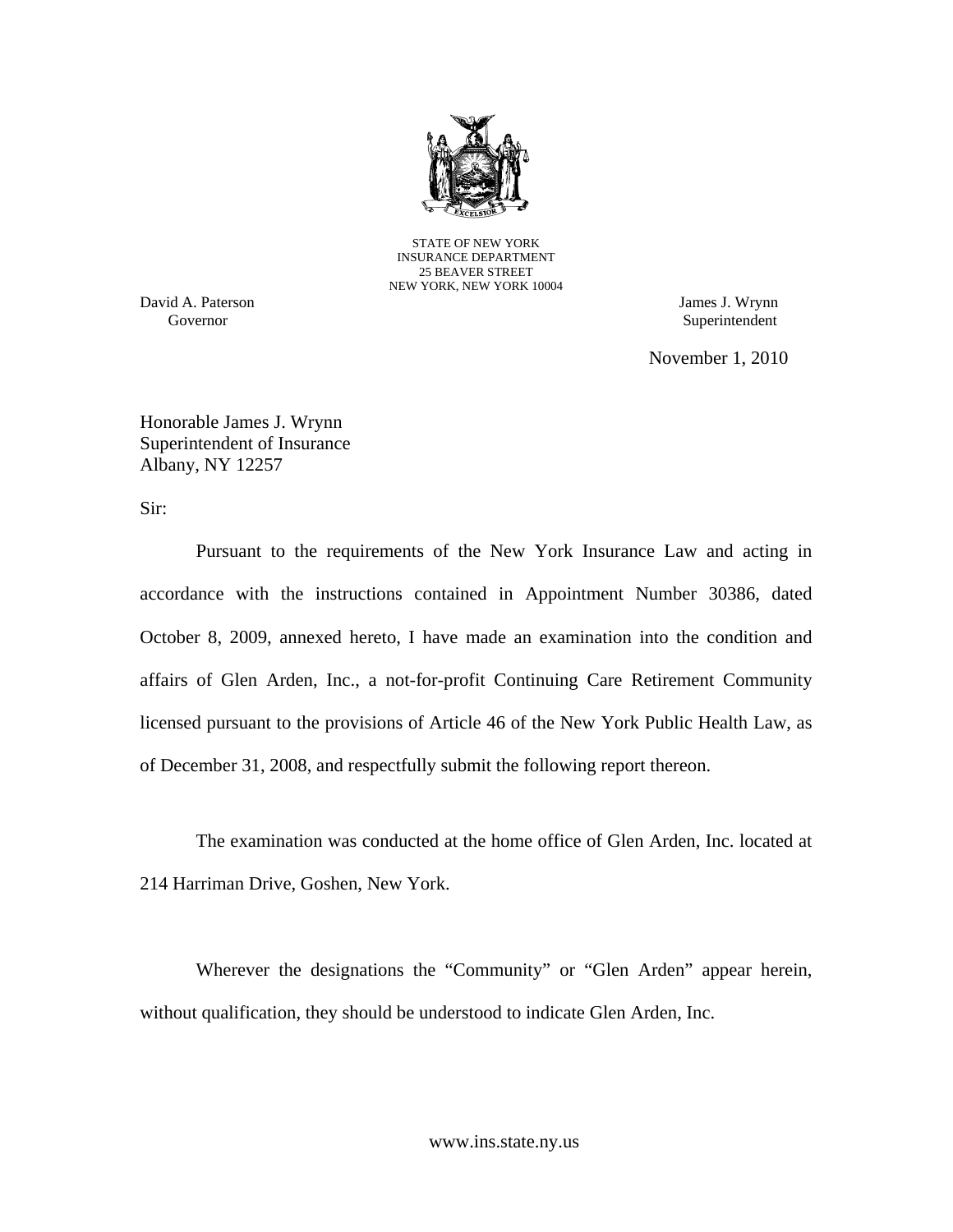STATE OF NEW YORK
INSURANCE DEPARTMENT
25 BEAVER STREET
NEW YORK, NEW YORK 10004

David A. Paterson
Governor

James J. Wrynn
Superintendent

November 1, 2010

Honorable James J. Wrynn
Superintendent of Insurance
Albany, NY 12257

Sir:

Pursuant to the requirements of the New York Insurance Law and acting in accordance with the instructions contained in Appointment Number 30386, dated October 8, 2009, annexed hereto, I have made an examination into the condition and affairs of Glen Arden, Inc., a not-for-profit Continuing Care Retirement Community licensed pursuant to the provisions of Article 46 of the New York Public Health Law, as of December 31, 2008, and respectfully submit the following report thereon.

The examination was conducted at the home office of Glen Arden, Inc. located at 214 Harriman Drive, Goshen, New York.

Wherever the designations the "Community" or "Glen Arden" appear herein, without qualification, they should be understood to indicate Glen Arden, Inc.

www.ins.state.ny.us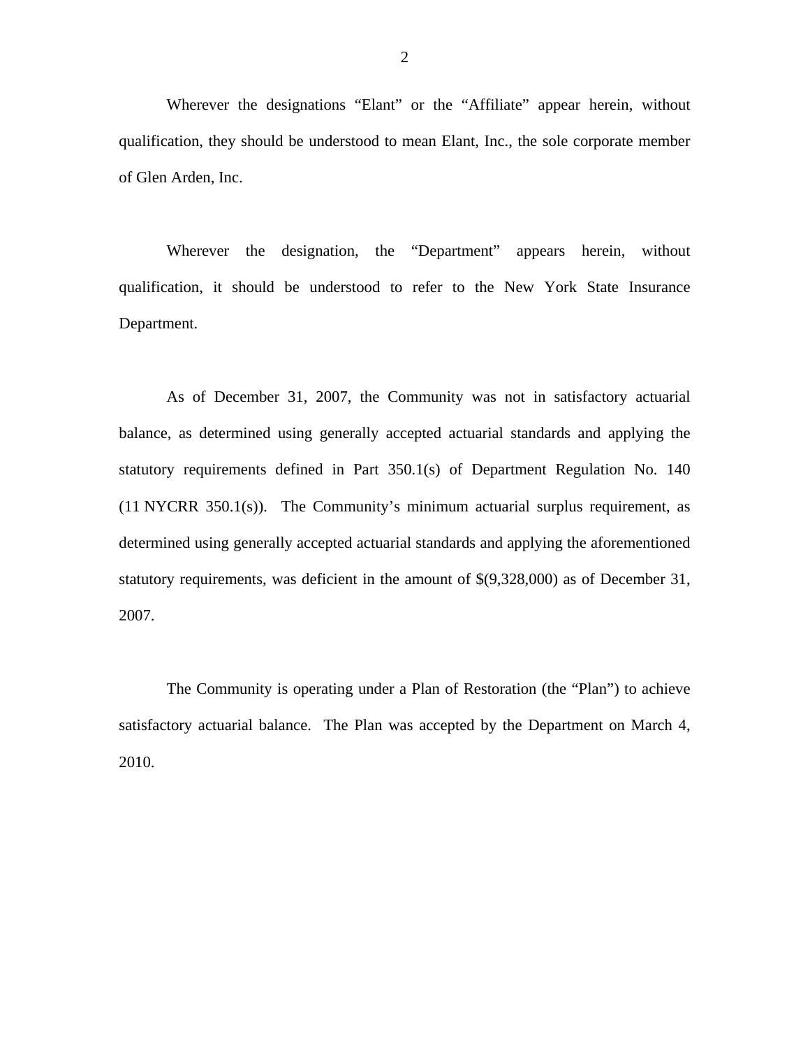Wherever the designations “Elant” or the “Affiliate” appear herein, without qualification, they should be understood to mean Elant, Inc., the sole corporate member of Glen Arden, Inc.

Wherever the designation, the “Department” appears herein, without qualification, it should be understood to refer to the New York State Insurance Department.

As of December 31, 2007, the Community was not in satisfactory actuarial balance, as determined using generally accepted actuarial standards and applying the statutory requirements defined in Part 350.1(s) of Department Regulation No. 140 (11 NYCRR 350.1(s)). The Community’s minimum actuarial surplus requirement, as determined using generally accepted actuarial standards and applying the aforementioned statutory requirements, was deficient in the amount of $(9,328,000) as of December 31, 2007.

The Community is operating under a Plan of Restoration (the “Plan”) to achieve satisfactory actuarial balance. The Plan was accepted by the Department on March 4, 2010.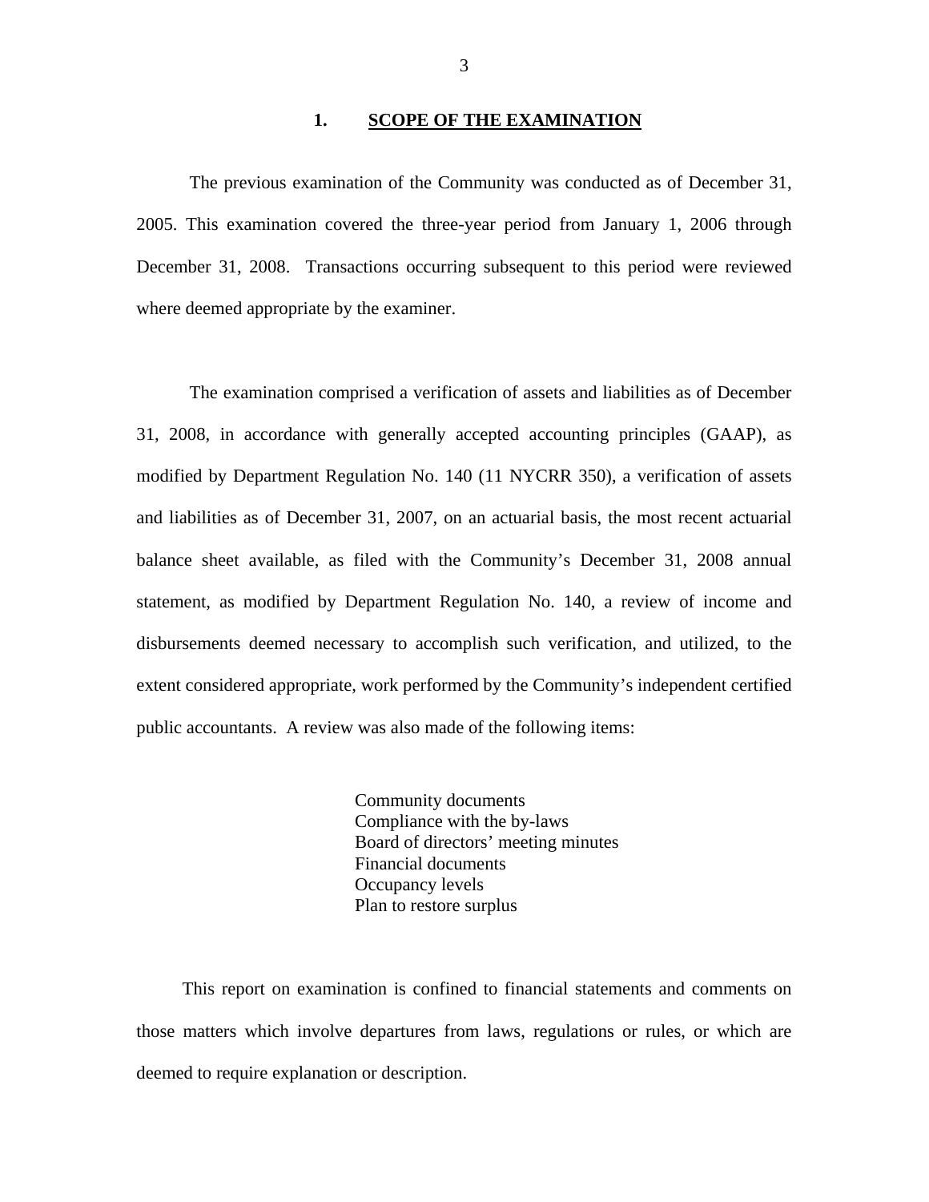## 1. SCOPE OF THE EXAMINATION

The previous examination of the Community was conducted as of December 31, 2005. This examination covered the three-year period from January 1, 2006 through December 31, 2008. Transactions occurring subsequent to this period were reviewed where deemed appropriate by the examiner.

The examination comprised a verification of assets and liabilities as of December 31, 2008, in accordance with generally accepted accounting principles (GAAP), as modified by Department Regulation No. 140 (11 NYCRR 350), a verification of assets and liabilities as of December 31, 2007, on an actuarial basis, the most recent actuarial balance sheet available, as filed with the Community's December 31, 2008 annual statement, as modified by Department Regulation No. 140, a review of income and disbursements deemed necessary to accomplish such verification, and utilized, to the extent considered appropriate, work performed by the Community's independent certified public accountants. A review was also made of the following items:

Community documents  
Compliance with the by-laws  
Board of directors' meeting minutes  
Financial documents  
Occupancy levels  
Plan to restore surplus

This report on examination is confined to financial statements and comments on those matters which involve departures from laws, regulations or rules, or which are deemed to require explanation or description.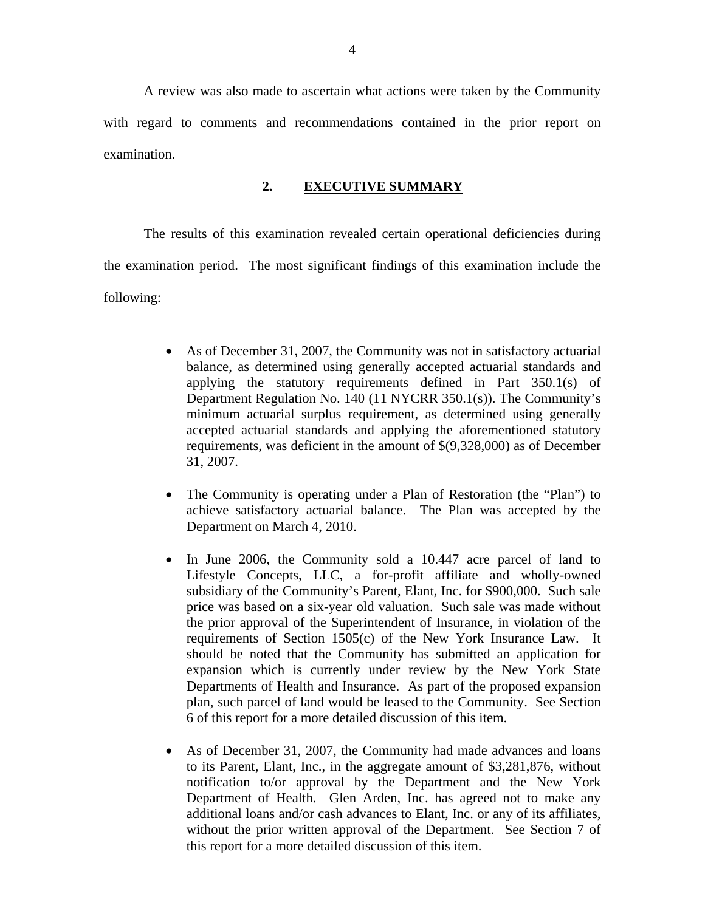A review was also made to ascertain what actions were taken by the Community with regard to comments and recommendations contained in the prior report on examination.

## 2. EXECUTIVE SUMMARY

The results of this examination revealed certain operational deficiencies during the examination period. The most significant findings of this examination include the following:

- As of December 31, 2007, the Community was not in satisfactory actuarial balance, as determined using generally accepted actuarial standards and applying the statutory requirements defined in Part 350.1(s) of Department Regulation No. 140 (11 NYCRR 350.1(s)). The Community's minimum actuarial surplus requirement, as determined using generally accepted actuarial standards and applying the aforementioned statutory requirements, was deficient in the amount of $(9,328,000) as of December 31, 2007.

- The Community is operating under a Plan of Restoration (the "Plan") to achieve satisfactory actuarial balance. The Plan was accepted by the Department on March 4, 2010.

- In June 2006, the Community sold a 10.447 acre parcel of land to Lifestyle Concepts, LLC, a for-profit affiliate and wholly-owned subsidiary of the Community's Parent, Elant, Inc. for $900,000. Such sale price was based on a six-year old valuation. Such sale was made without the prior approval of the Superintendent of Insurance, in violation of the requirements of Section 1505(c) of the New York Insurance Law. It should be noted that the Community has submitted an application for expansion which is currently under review by the New York State Departments of Health and Insurance. As part of the proposed expansion plan, such parcel of land would be leased to the Community. See Section 6 of this report for a more detailed discussion of this item.

- As of December 31, 2007, the Community had made advances and loans to its Parent, Elant, Inc., in the aggregate amount of $3,281,876, without notification to/or approval by the Department and the New York Department of Health. Glen Arden, Inc. has agreed not to make any additional loans and/or cash advances to Elant, Inc. or any of its affiliates, without the prior written approval of the Department. See Section 7 of this report for a more detailed discussion of this item.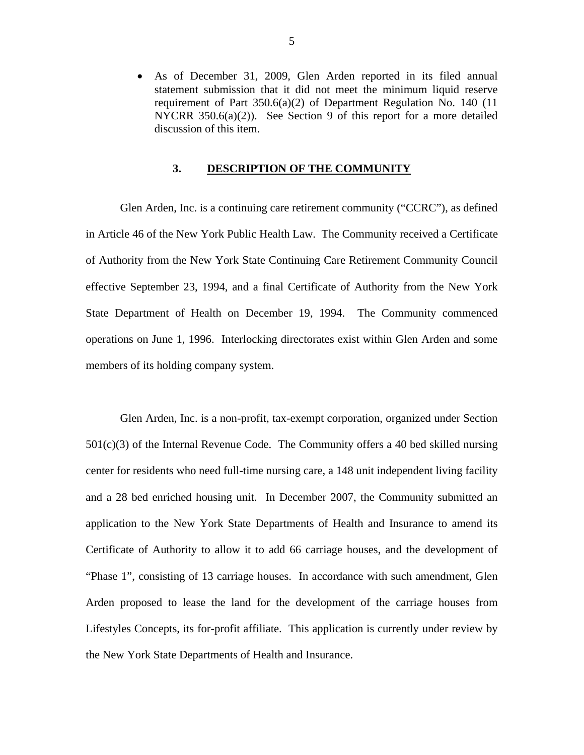- As of December 31, 2009, Glen Arden reported in its filed annual statement submission that it did not meet the minimum liquid reserve requirement of Part 350.6(a)(2) of Department Regulation No. 140 (11 NYCRR 350.6(a)(2)). See Section 9 of this report for a more detailed discussion of this item.

## 3. DESCRIPTION OF THE COMMUNITY

Glen Arden, Inc. is a continuing care retirement community ("CCRC"), as defined in Article 46 of the New York Public Health Law. The Community received a Certificate of Authority from the New York State Continuing Care Retirement Community Council effective September 23, 1994, and a final Certificate of Authority from the New York State Department of Health on December 19, 1994. The Community commenced operations on June 1, 1996. Interlocking directorates exist within Glen Arden and some members of its holding company system.

Glen Arden, Inc. is a non-profit, tax-exempt corporation, organized under Section 501(c)(3) of the Internal Revenue Code. The Community offers a 40 bed skilled nursing center for residents who need full-time nursing care, a 148 unit independent living facility and a 28 bed enriched housing unit. In December 2007, the Community submitted an application to the New York State Departments of Health and Insurance to amend its Certificate of Authority to allow it to add 66 carriage houses, and the development of "Phase 1", consisting of 13 carriage houses. In accordance with such amendment, Glen Arden proposed to lease the land for the development of the carriage houses from Lifestyles Concepts, its for-profit affiliate. This application is currently under review by the New York State Departments of Health and Insurance.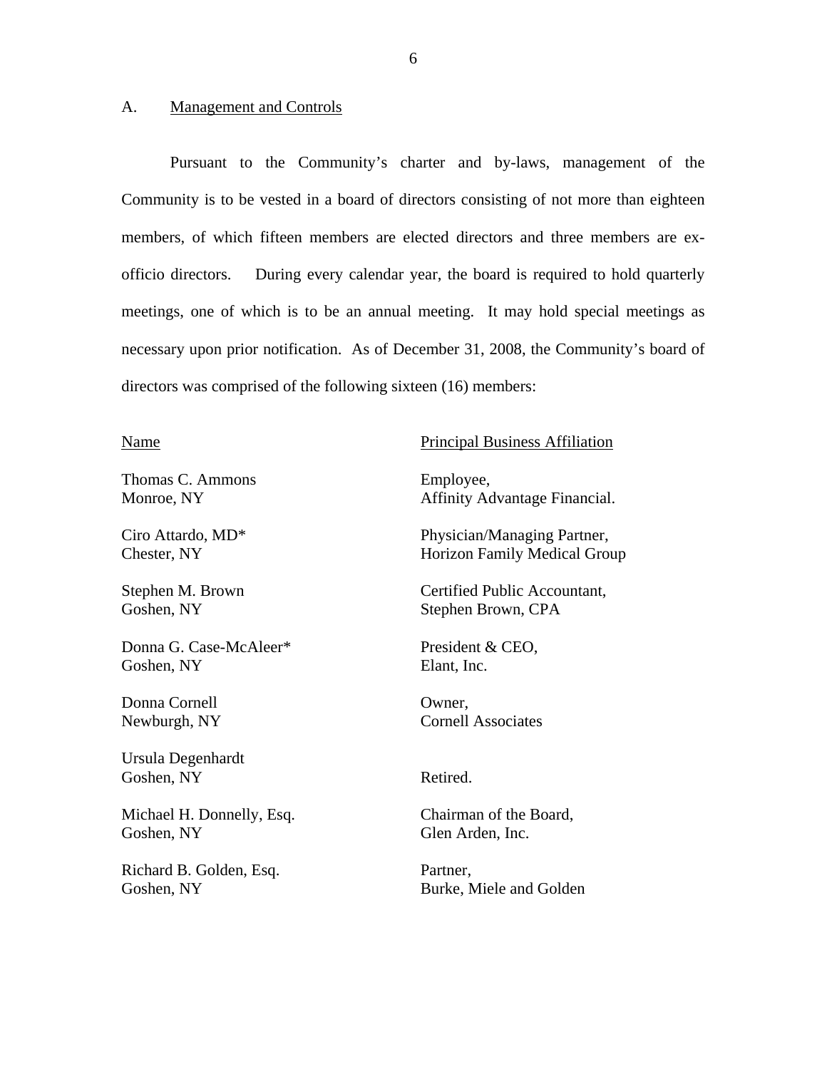A. Management and Controls

Pursuant to the Community's charter and by-laws, management of the Community is to be vested in a board of directors consisting of not more than eighteen members, of which fifteen members are elected directors and three members are ex-officio directors. During every calendar year, the board is required to hold quarterly meetings, one of which is to be an annual meeting. It may hold special meetings as necessary upon prior notification. As of December 31, 2008, the Community's board of directors was comprised of the following sixteen (16) members:

| Name | Principal Business Affiliation |
|---|---|
| Thomas C. Ammons<br>Monroe, NY | Employee,<br>Affinity Advantage Financial. |
| Ciro Attardo, MD*<br>Chester, NY | Physician/Managing Partner,<br>Horizon Family Medical Group |
| Stephen M. Brown<br>Goshen, NY | Certified Public Accountant,<br>Stephen Brown, CPA |
| Donna G. Case-McAleer*<br>Goshen, NY | President & CEO,<br>Elant, Inc. |
| Donna Cornell<br>Newburgh, NY | Owner,<br>Cornell Associates |
| Ursula Degenhardt<br>Goshen, NY | Retired. |
| Michael H. Donnelly, Esq.<br>Goshen, NY | Chairman of the Board,<br>Glen Arden, Inc. |
| Richard B. Golden, Esq.<br>Goshen, NY | Partner,<br>Burke, Miele and Golden |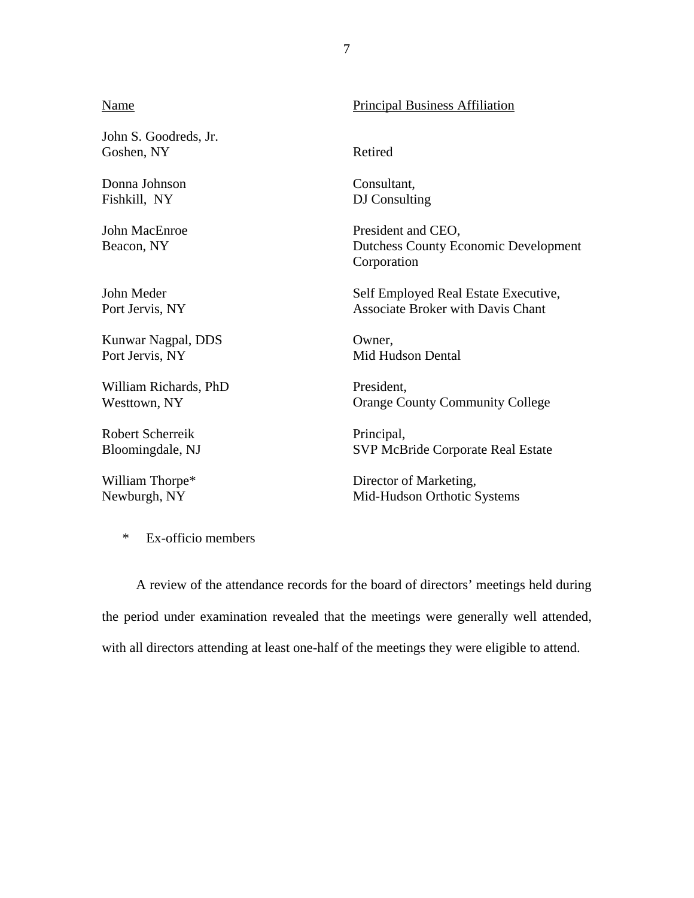| Name | Principal Business Affiliation |
|---|---|
| John S. Goodreds, Jr.<br>Goshen, NY | Retired |
| Donna Johnson<br>Fishkill, NY | Consultant,<br>DJ Consulting |
| John MacEnroe<br>Beacon, NY | President and CEO,<br>Dutchess County Economic Development Corporation |
| John Meder<br>Port Jervis, NY | Self Employed Real Estate Executive,<br>Associate Broker with Davis Chant |
| Kunwar Nagpal, DDS<br>Port Jervis, NY | Owner,<br>Mid Hudson Dental |
| William Richards, PhD<br>Westtown, NY | President,<br>Orange County Community College |
| Robert Scherreik<br>Bloomingdale, NJ | Principal,<br>SVP McBride Corporate Real Estate |
| William Thorpe*<br>Newburgh, NY | Director of Marketing,<br>Mid-Hudson Orthotic Systems |

\* Ex-officio members

A review of the attendance records for the board of directors' meetings held during the period under examination revealed that the meetings were generally well attended, with all directors attending at least one-half of the meetings they were eligible to attend.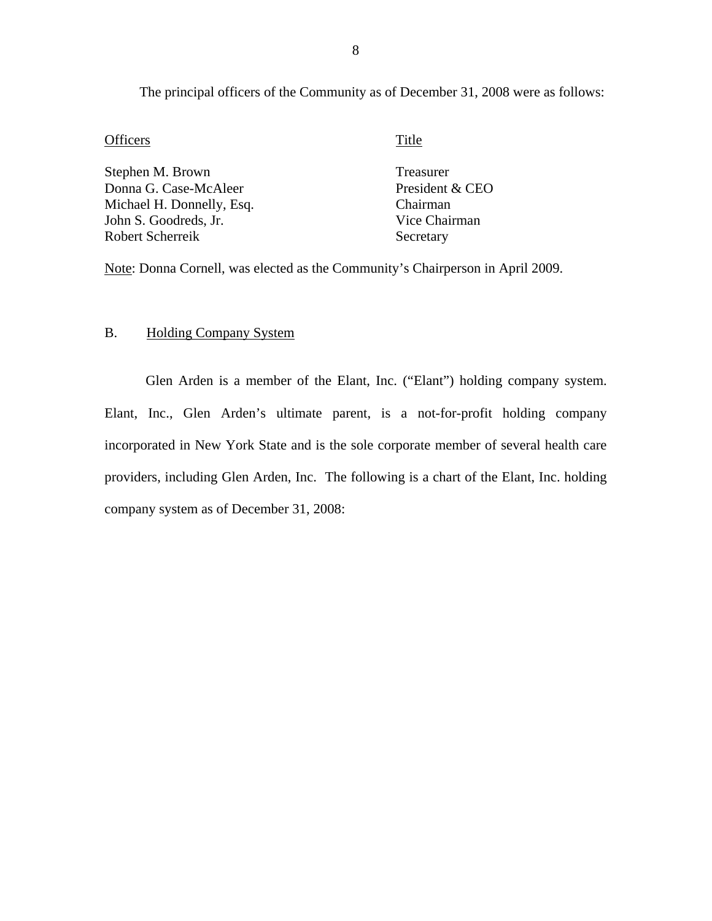The principal officers of the Community as of December 31, 2008 were as follows:

| Officers | Title |
|---|---|
| Stephen M. Brown | Treasurer |
| Donna G. Case-McAleer | President & CEO |
| Michael H. Donnelly, Esq. | Chairman |
| John S. Goodreds, Jr. | Vice Chairman |
| Robert Scherreik | Secretary |

Note: Donna Cornell, was elected as the Community's Chairperson in April 2009.

## B. Holding Company System

Glen Arden is a member of the Elant, Inc. ("Elant") holding company system. Elant, Inc., Glen Arden's ultimate parent, is a not-for-profit holding company incorporated in New York State and is the sole corporate member of several health care providers, including Glen Arden, Inc. The following is a chart of the Elant, Inc. holding company system as of December 31, 2008: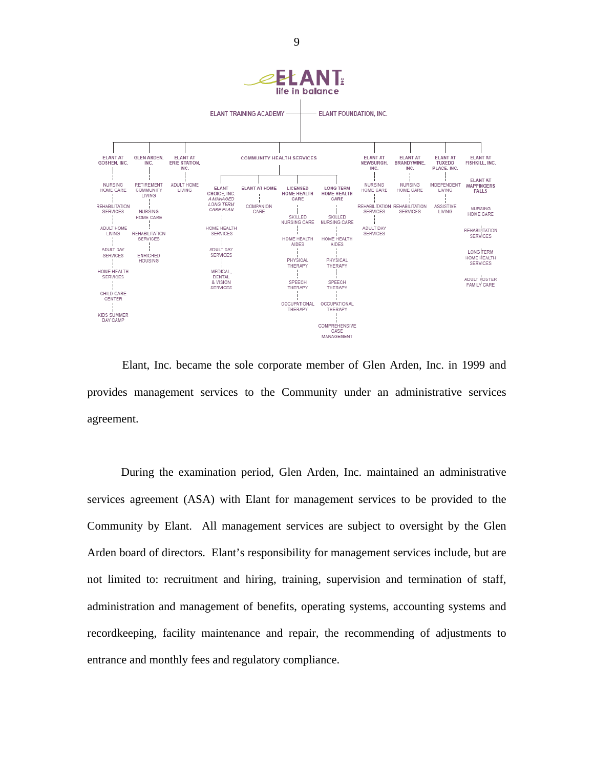ELANT INC
life in balance

ELANT TRAINING ACADEMY — ELANT FOUNDATION, INC.

- **ELANT AT GOSHEN, INC.**
  - NURSING HOME CARE
  - REHABILITATION SERVICES
  - ADULT HOME LIVING
  - ADULT DAY SERVICES
  - HOME HEALTH SERVICES
  - CHILD CARE CENTER
  - KIDS SUMMER DAY CAMP
- **GLEN ARDEN, INC.**
  - RETIREMENT COMMUNITY LIVING
  - NURSING HOME CARE
  - REHABILITATION SERVICES
  - ENRICHED HOUSING
- **ELANT AT ERIE STATION, INC.**
  - ADULT HOME LIVING
- **COMMUNITY HEALTH SERVICES**
  - **ELANT CHOICE, INC.** *A MANAGED LONG TERM CARE PLAN*
    - HOME HEALTH SERVICES
    - ADULT DAY SERVICES
    - MEDICAL, DENTAL & VISION SERVICES
  - **ELANT AT HOME**
    - COMPANION CARE
  - **LICENSED HOME HEALTH CARE**
    - SKILLED NURSING CARE
    - HOME HEALTH AIDES
    - PHYSICAL THERAPY
    - SPEECH THERAPY
    - OCCUPATIONAL THERAPY
  - **LONG TERM HOME HEALTH CARE**
    - SKILLED NURSING CARE
    - HOME HEALTH AIDES
    - PHYSICAL THERAPY
    - SPEECH THERAPY
    - OCCUPATIONAL THERAPY
    - COMPREHENSIVE CASE MANAGEMENT
- **ELANT AT NEWBURGH, INC.**
  - NURSING HOME CARE
  - REHABILITATION SERVICES
  - ADULT DAY SERVICES
- **ELANT AT BRANDYWINE, INC.**
  - NURSING HOME CARE
  - REHABILITATION SERVICES
- **ELANT AT TUXEDO PLACE, INC.**
  - INDEPENDENT LIVING
  - ASSISTIVE LIVING
- **ELANT AT FISHKILL, INC.**
  - **ELANT AT WAPPINGERS FALLS**
  - NURSING HOME CARE
  - REHABILITATION SERVICES
  - LONG TERM HOME HEALTH SERVICES
  - ADULT FOSTER FAMILY CARE

Elant, Inc. became the sole corporate member of Glen Arden, Inc. in 1999 and provides management services to the Community under an administrative services agreement.

During the examination period, Glen Arden, Inc. maintained an administrative services agreement (ASA) with Elant for management services to be provided to the Community by Elant. All management services are subject to oversight by the Glen Arden board of directors. Elant's responsibility for management services include, but are not limited to: recruitment and hiring, training, supervision and termination of staff, administration and management of benefits, operating systems, accounting systems and recordkeeping, facility maintenance and repair, the recommending of adjustments to entrance and monthly fees and regulatory compliance.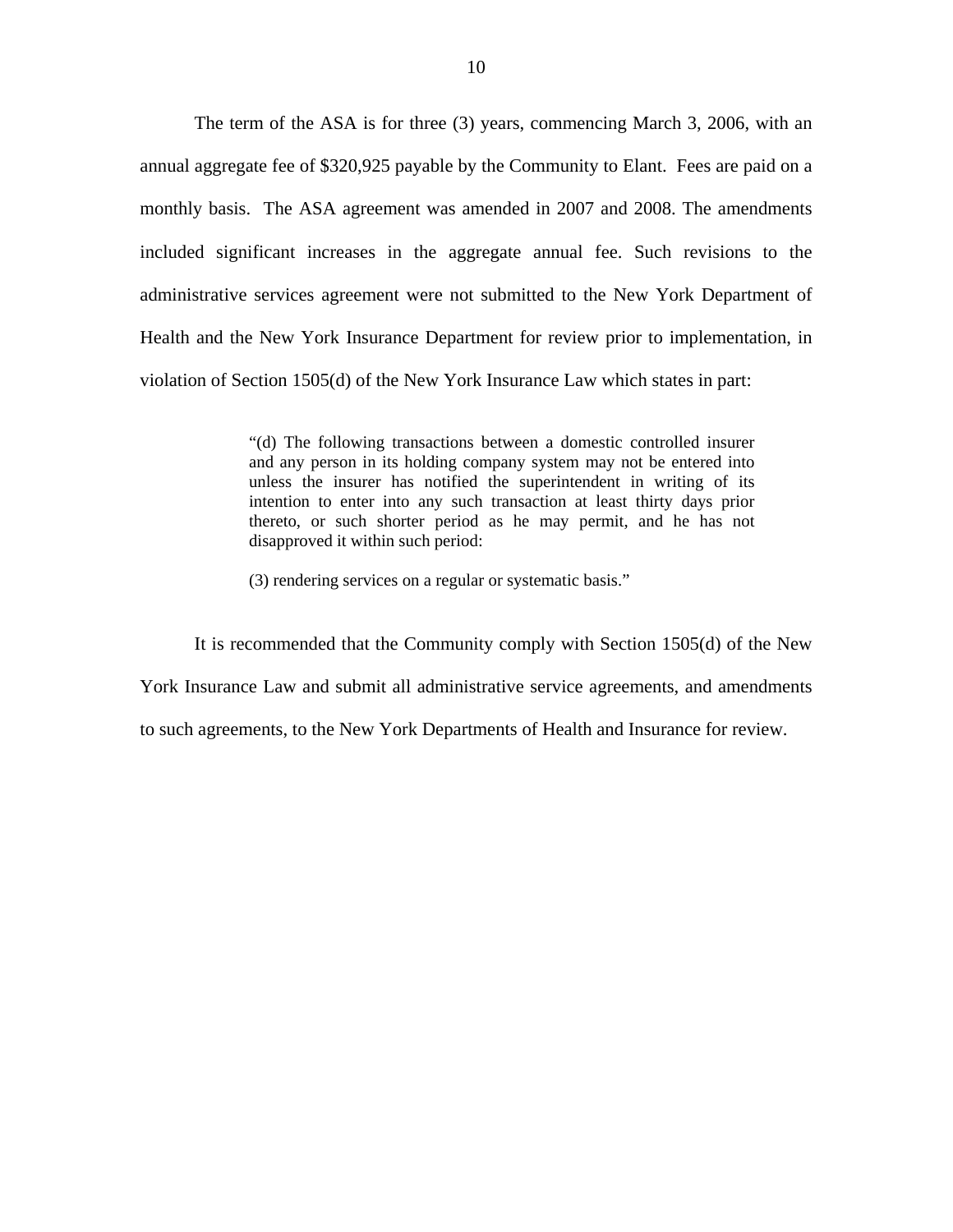The term of the ASA is for three (3) years, commencing March 3, 2006, with an annual aggregate fee of $320,925 payable by the Community to Elant. Fees are paid on a monthly basis. The ASA agreement was amended in 2007 and 2008. The amendments included significant increases in the aggregate annual fee. Such revisions to the administrative services agreement were not submitted to the New York Department of Health and the New York Insurance Department for review prior to implementation, in violation of Section 1505(d) of the New York Insurance Law which states in part:

> "(d) The following transactions between a domestic controlled insurer and any person in its holding company system may not be entered into unless the insurer has notified the superintendent in writing of its intention to enter into any such transaction at least thirty days prior thereto, or such shorter period as he may permit, and he has not disapproved it within such period:
>
> (3) rendering services on a regular or systematic basis."

It is recommended that the Community comply with Section 1505(d) of the New York Insurance Law and submit all administrative service agreements, and amendments to such agreements, to the New York Departments of Health and Insurance for review.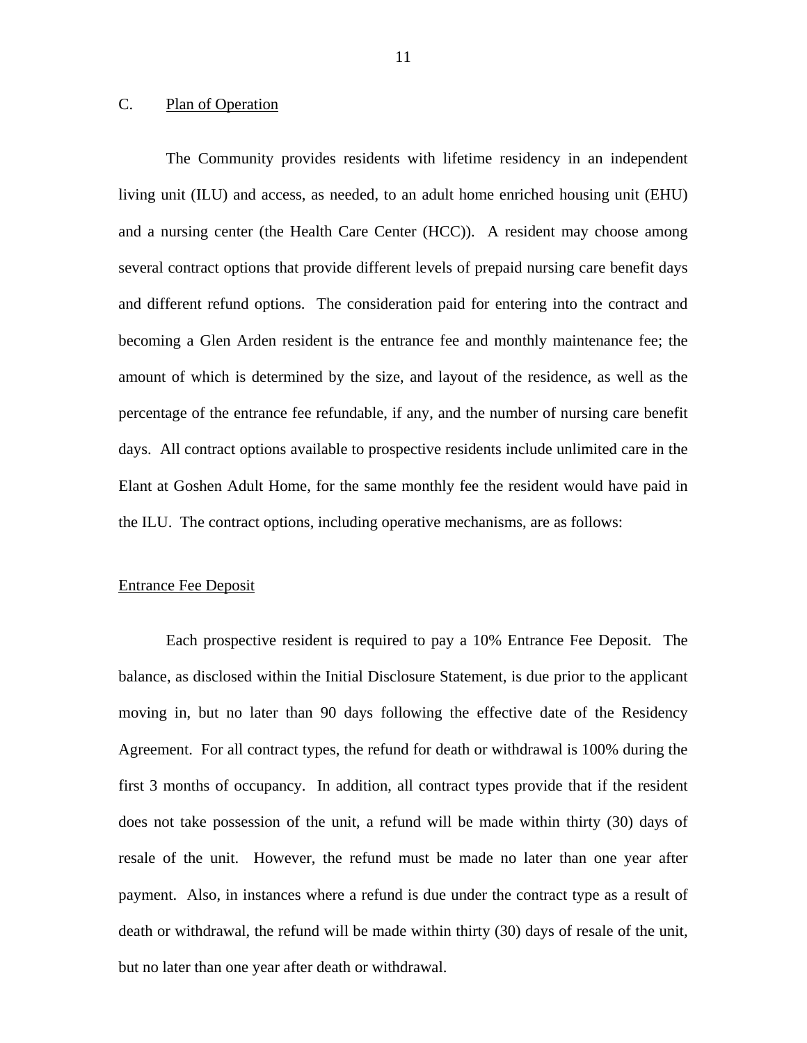## C. Plan of Operation

The Community provides residents with lifetime residency in an independent living unit (ILU) and access, as needed, to an adult home enriched housing unit (EHU) and a nursing center (the Health Care Center (HCC)). A resident may choose among several contract options that provide different levels of prepaid nursing care benefit days and different refund options. The consideration paid for entering into the contract and becoming a Glen Arden resident is the entrance fee and monthly maintenance fee; the amount of which is determined by the size, and layout of the residence, as well as the percentage of the entrance fee refundable, if any, and the number of nursing care benefit days. All contract options available to prospective residents include unlimited care in the Elant at Goshen Adult Home, for the same monthly fee the resident would have paid in the ILU. The contract options, including operative mechanisms, are as follows:

### Entrance Fee Deposit

Each prospective resident is required to pay a 10% Entrance Fee Deposit. The balance, as disclosed within the Initial Disclosure Statement, is due prior to the applicant moving in, but no later than 90 days following the effective date of the Residency Agreement. For all contract types, the refund for death or withdrawal is 100% during the first 3 months of occupancy. In addition, all contract types provide that if the resident does not take possession of the unit, a refund will be made within thirty (30) days of resale of the unit. However, the refund must be made no later than one year after payment. Also, in instances where a refund is due under the contract type as a result of death or withdrawal, the refund will be made within thirty (30) days of resale of the unit, but no later than one year after death or withdrawal.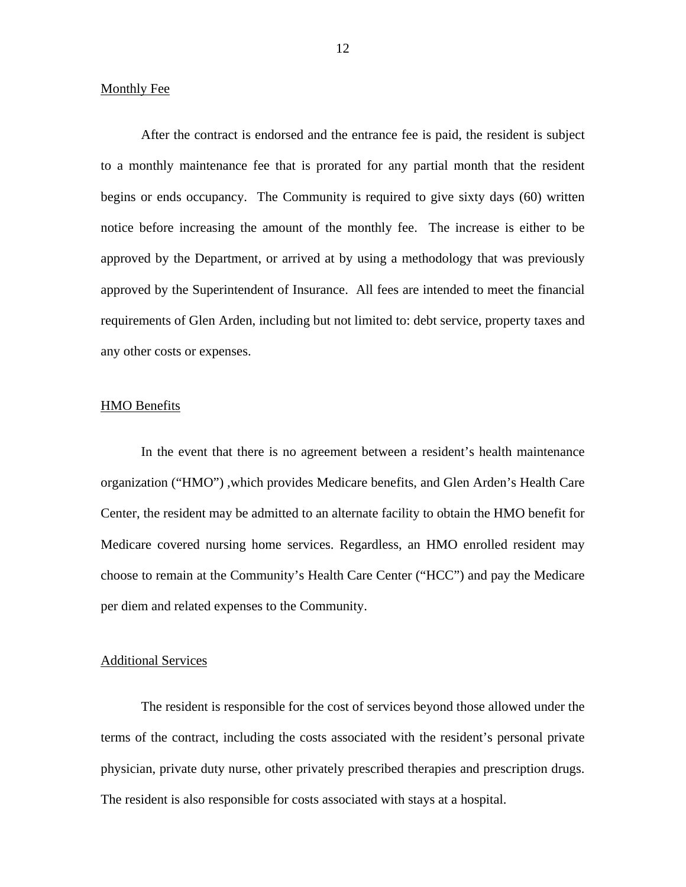Monthly Fee

After the contract is endorsed and the entrance fee is paid, the resident is subject to a monthly maintenance fee that is prorated for any partial month that the resident begins or ends occupancy. The Community is required to give sixty days (60) written notice before increasing the amount of the monthly fee. The increase is either to be approved by the Department, or arrived at by using a methodology that was previously approved by the Superintendent of Insurance. All fees are intended to meet the financial requirements of Glen Arden, including but not limited to: debt service, property taxes and any other costs or expenses.

HMO Benefits

In the event that there is no agreement between a resident's health maintenance organization ("HMO") ,which provides Medicare benefits, and Glen Arden's Health Care Center, the resident may be admitted to an alternate facility to obtain the HMO benefit for Medicare covered nursing home services. Regardless, an HMO enrolled resident may choose to remain at the Community's Health Care Center ("HCC") and pay the Medicare per diem and related expenses to the Community.

Additional Services

The resident is responsible for the cost of services beyond those allowed under the terms of the contract, including the costs associated with the resident's personal private physician, private duty nurse, other privately prescribed therapies and prescription drugs. The resident is also responsible for costs associated with stays at a hospital.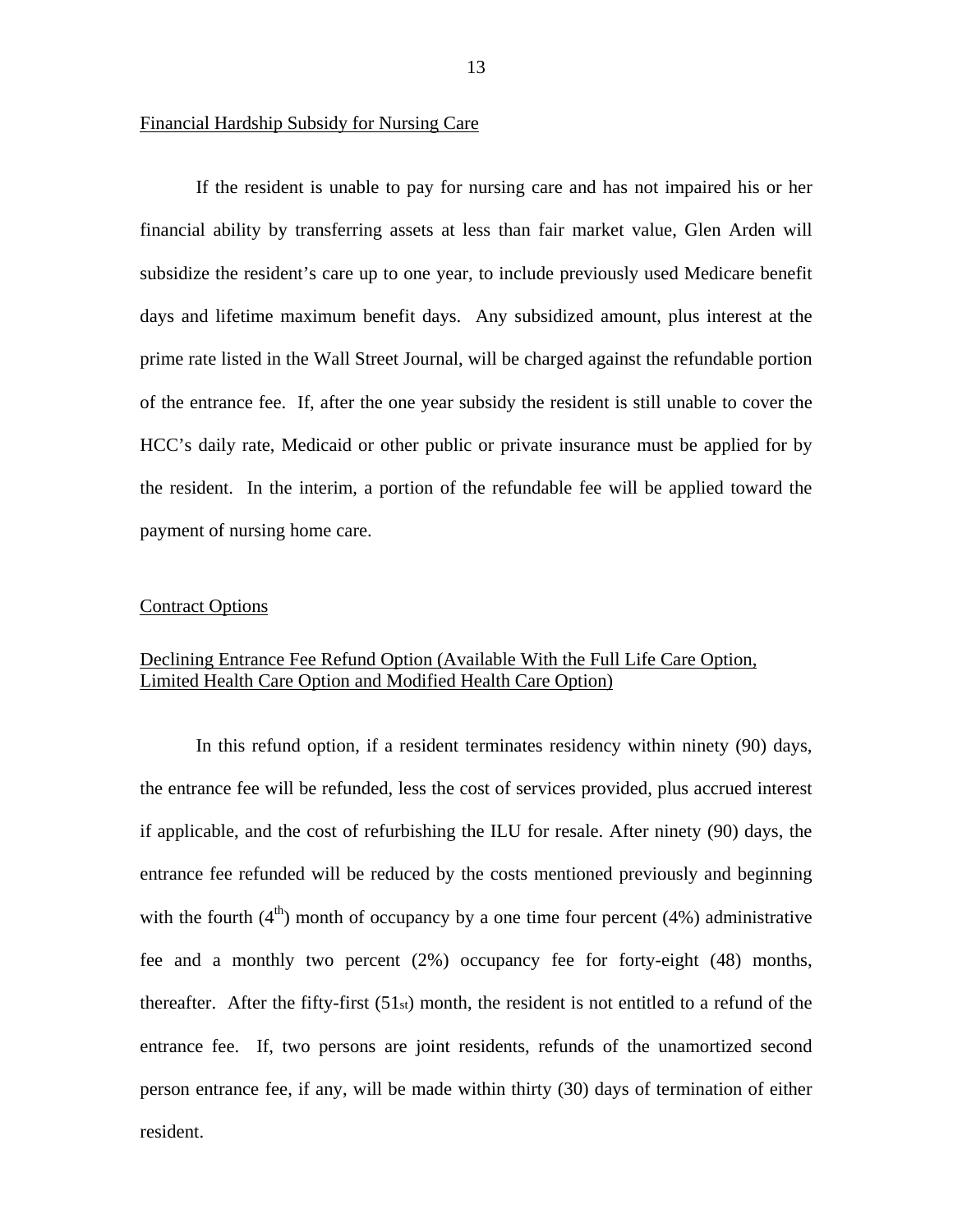Financial Hardship Subsidy for Nursing Care

If the resident is unable to pay for nursing care and has not impaired his or her financial ability by transferring assets at less than fair market value, Glen Arden will subsidize the resident's care up to one year, to include previously used Medicare benefit days and lifetime maximum benefit days. Any subsidized amount, plus interest at the prime rate listed in the Wall Street Journal, will be charged against the refundable portion of the entrance fee. If, after the one year subsidy the resident is still unable to cover the HCC's daily rate, Medicaid or other public or private insurance must be applied for by the resident. In the interim, a portion of the refundable fee will be applied toward the payment of nursing home care.

Contract Options

Declining Entrance Fee Refund Option (Available With the Full Life Care Option, Limited Health Care Option and Modified Health Care Option)

In this refund option, if a resident terminates residency within ninety (90) days, the entrance fee will be refunded, less the cost of services provided, plus accrued interest if applicable, and the cost of refurbishing the ILU for resale. After ninety (90) days, the entrance fee refunded will be reduced by the costs mentioned previously and beginning with the fourth (4th) month of occupancy by a one time four percent (4%) administrative fee and a monthly two percent (2%) occupancy fee for forty-eight (48) months, thereafter. After the fifty-first (51st) month, the resident is not entitled to a refund of the entrance fee. If, two persons are joint residents, refunds of the unamortized second person entrance fee, if any, will be made within thirty (30) days of termination of either resident.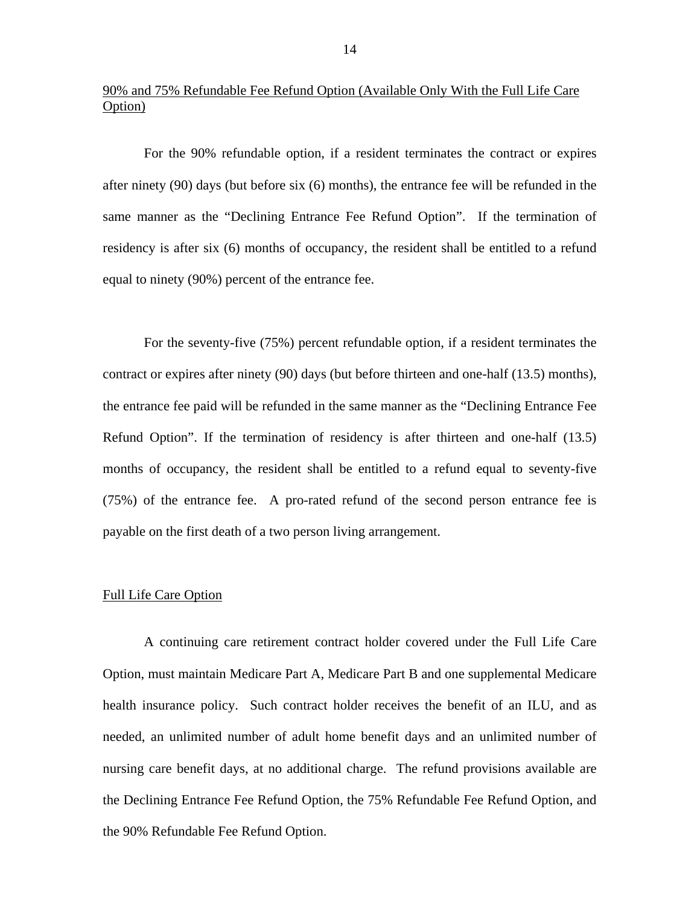<u>90% and 75% Refundable Fee Refund Option (Available Only With the Full Life Care Option)</u>

For the 90% refundable option, if a resident terminates the contract or expires after ninety (90) days (but before six (6) months), the entrance fee will be refunded in the same manner as the "Declining Entrance Fee Refund Option". If the termination of residency is after six (6) months of occupancy, the resident shall be entitled to a refund equal to ninety (90%) percent of the entrance fee.

For the seventy-five (75%) percent refundable option, if a resident terminates the contract or expires after ninety (90) days (but before thirteen and one-half (13.5) months), the entrance fee paid will be refunded in the same manner as the "Declining Entrance Fee Refund Option". If the termination of residency is after thirteen and one-half (13.5) months of occupancy, the resident shall be entitled to a refund equal to seventy-five (75%) of the entrance fee. A pro-rated refund of the second person entrance fee is payable on the first death of a two person living arrangement.

<u>Full Life Care Option</u>

A continuing care retirement contract holder covered under the Full Life Care Option, must maintain Medicare Part A, Medicare Part B and one supplemental Medicare health insurance policy. Such contract holder receives the benefit of an ILU, and as needed, an unlimited number of adult home benefit days and an unlimited number of nursing care benefit days, at no additional charge. The refund provisions available are the Declining Entrance Fee Refund Option, the 75% Refundable Fee Refund Option, and the 90% Refundable Fee Refund Option.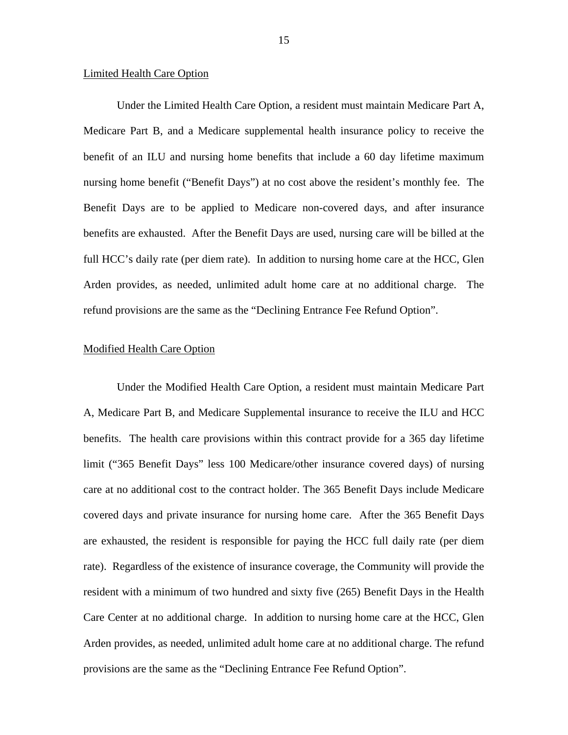Limited Health Care Option

Under the Limited Health Care Option, a resident must maintain Medicare Part A, Medicare Part B, and a Medicare supplemental health insurance policy to receive the benefit of an ILU and nursing home benefits that include a 60 day lifetime maximum nursing home benefit ("Benefit Days") at no cost above the resident's monthly fee. The Benefit Days are to be applied to Medicare non-covered days, and after insurance benefits are exhausted. After the Benefit Days are used, nursing care will be billed at the full HCC's daily rate (per diem rate). In addition to nursing home care at the HCC, Glen Arden provides, as needed, unlimited adult home care at no additional charge. The refund provisions are the same as the "Declining Entrance Fee Refund Option".

Modified Health Care Option

Under the Modified Health Care Option, a resident must maintain Medicare Part A, Medicare Part B, and Medicare Supplemental insurance to receive the ILU and HCC benefits. The health care provisions within this contract provide for a 365 day lifetime limit ("365 Benefit Days" less 100 Medicare/other insurance covered days) of nursing care at no additional cost to the contract holder. The 365 Benefit Days include Medicare covered days and private insurance for nursing home care. After the 365 Benefit Days are exhausted, the resident is responsible for paying the HCC full daily rate (per diem rate). Regardless of the existence of insurance coverage, the Community will provide the resident with a minimum of two hundred and sixty five (265) Benefit Days in the Health Care Center at no additional charge. In addition to nursing home care at the HCC, Glen Arden provides, as needed, unlimited adult home care at no additional charge. The refund provisions are the same as the "Declining Entrance Fee Refund Option".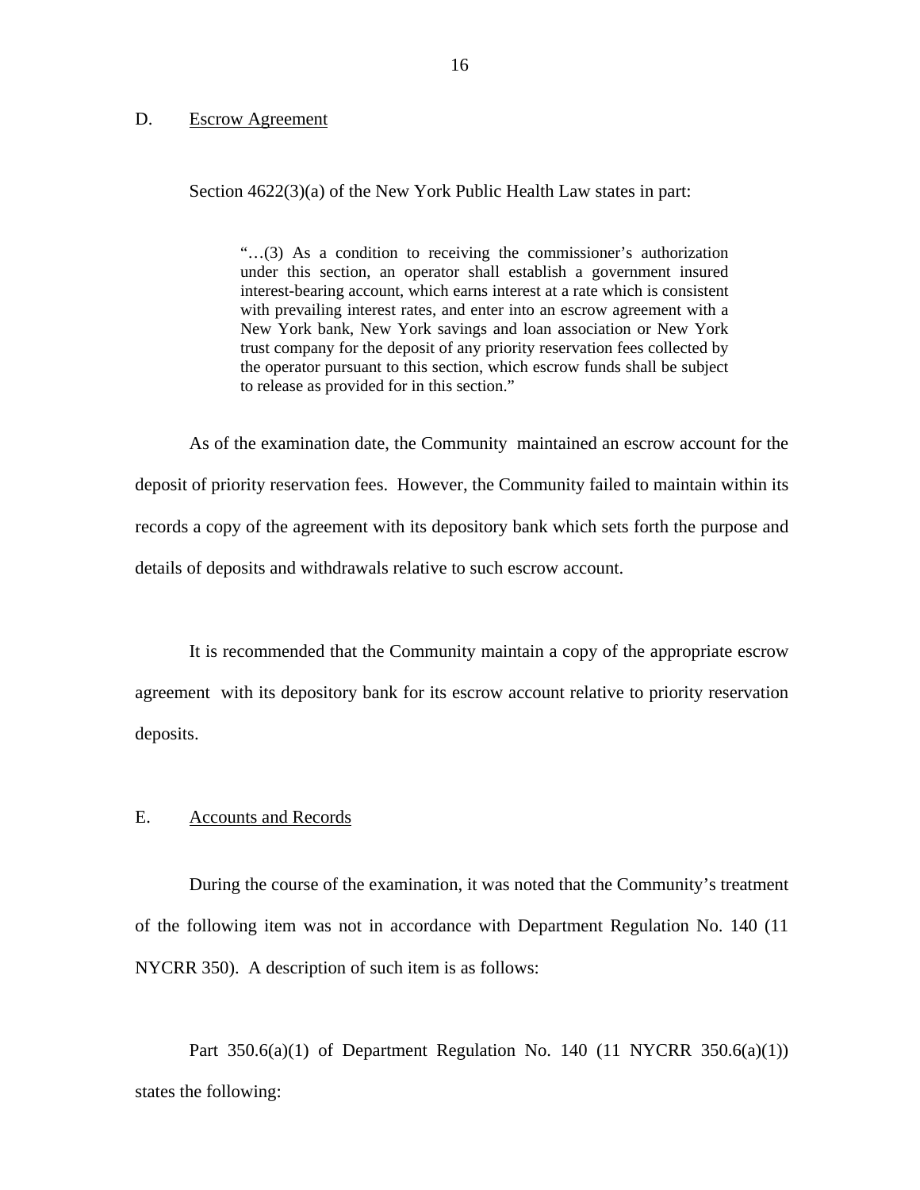## D. Escrow Agreement

Section 4622(3)(a) of the New York Public Health Law states in part:

> "…(3) As a condition to receiving the commissioner's authorization under this section, an operator shall establish a government insured interest-bearing account, which earns interest at a rate which is consistent with prevailing interest rates, and enter into an escrow agreement with a New York bank, New York savings and loan association or New York trust company for the deposit of any priority reservation fees collected by the operator pursuant to this section, which escrow funds shall be subject to release as provided for in this section."

As of the examination date, the Community maintained an escrow account for the deposit of priority reservation fees. However, the Community failed to maintain within its records a copy of the agreement with its depository bank which sets forth the purpose and details of deposits and withdrawals relative to such escrow account.

It is recommended that the Community maintain a copy of the appropriate escrow agreement with its depository bank for its escrow account relative to priority reservation deposits.

## E. Accounts and Records

During the course of the examination, it was noted that the Community's treatment of the following item was not in accordance with Department Regulation No. 140 (11 NYCRR 350). A description of such item is as follows:

Part 350.6(a)(1) of Department Regulation No. 140 (11 NYCRR 350.6(a)(1)) states the following: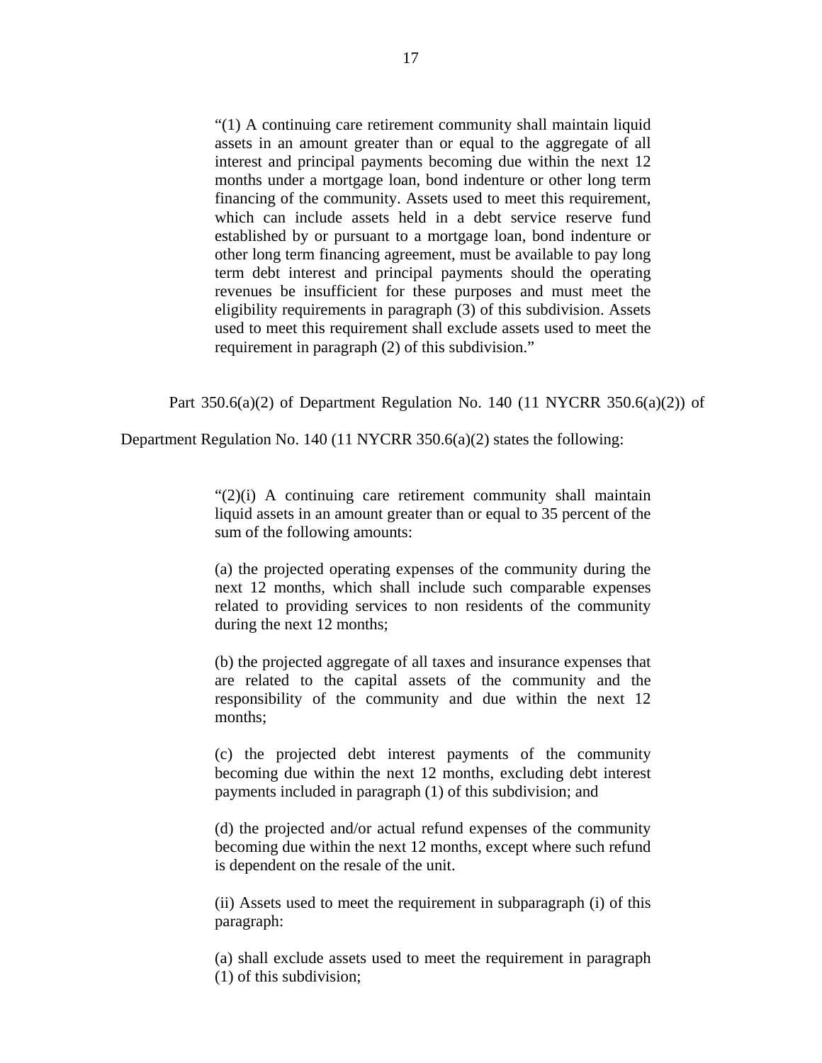> "(1) A continuing care retirement community shall maintain liquid assets in an amount greater than or equal to the aggregate of all interest and principal payments becoming due within the next 12 months under a mortgage loan, bond indenture or other long term financing of the community. Assets used to meet this requirement, which can include assets held in a debt service reserve fund established by or pursuant to a mortgage loan, bond indenture or other long term financing agreement, must be available to pay long term debt interest and principal payments should the operating revenues be insufficient for these purposes and must meet the eligibility requirements in paragraph (3) of this subdivision. Assets used to meet this requirement shall exclude assets used to meet the requirement in paragraph (2) of this subdivision."

Part 350.6(a)(2) of Department Regulation No. 140 (11 NYCRR 350.6(a)(2)) of Department Regulation No. 140 (11 NYCRR 350.6(a)(2) states the following:

> "(2)(i) A continuing care retirement community shall maintain liquid assets in an amount greater than or equal to 35 percent of the sum of the following amounts:
>
> (a) the projected operating expenses of the community during the next 12 months, which shall include such comparable expenses related to providing services to non residents of the community during the next 12 months;
>
> (b) the projected aggregate of all taxes and insurance expenses that are related to the capital assets of the community and the responsibility of the community and due within the next 12 months;
>
> (c) the projected debt interest payments of the community becoming due within the next 12 months, excluding debt interest payments included in paragraph (1) of this subdivision; and
>
> (d) the projected and/or actual refund expenses of the community becoming due within the next 12 months, except where such refund is dependent on the resale of the unit.
>
> (ii) Assets used to meet the requirement in subparagraph (i) of this paragraph:
>
> (a) shall exclude assets used to meet the requirement in paragraph (1) of this subdivision;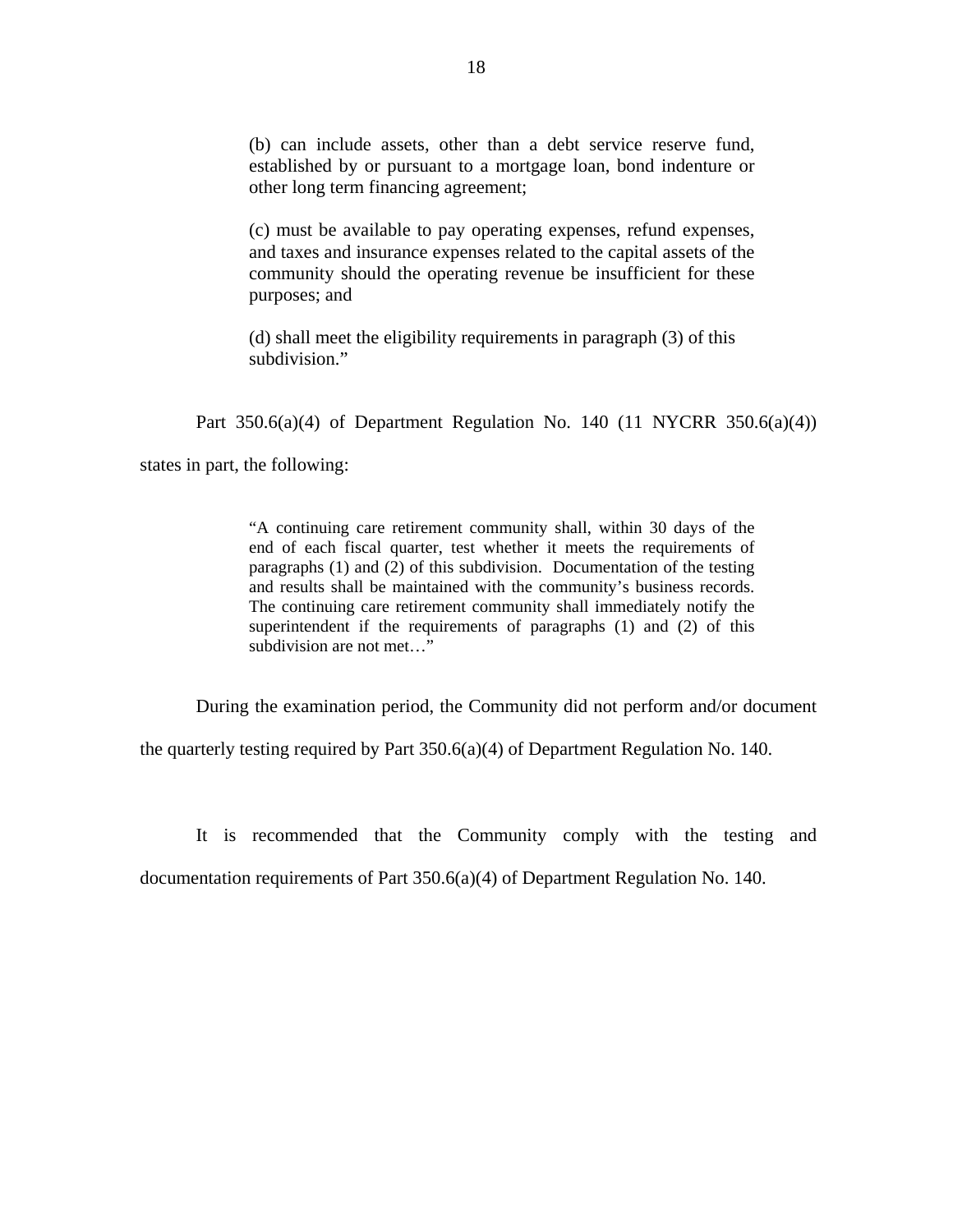> (b) can include assets, other than a debt service reserve fund, established by or pursuant to a mortgage loan, bond indenture or other long term financing agreement;
>
> (c) must be available to pay operating expenses, refund expenses, and taxes and insurance expenses related to the capital assets of the community should the operating revenue be insufficient for these purposes; and
>
> (d) shall meet the eligibility requirements in paragraph (3) of this subdivision."

Part 350.6(a)(4) of Department Regulation No. 140 (11 NYCRR 350.6(a)(4)) states in part, the following:

> "A continuing care retirement community shall, within 30 days of the end of each fiscal quarter, test whether it meets the requirements of paragraphs (1) and (2) of this subdivision. Documentation of the testing and results shall be maintained with the community's business records. The continuing care retirement community shall immediately notify the superintendent if the requirements of paragraphs (1) and (2) of this subdivision are not met…"

During the examination period, the Community did not perform and/or document the quarterly testing required by Part 350.6(a)(4) of Department Regulation No. 140.

It is recommended that the Community comply with the testing and documentation requirements of Part 350.6(a)(4) of Department Regulation No. 140.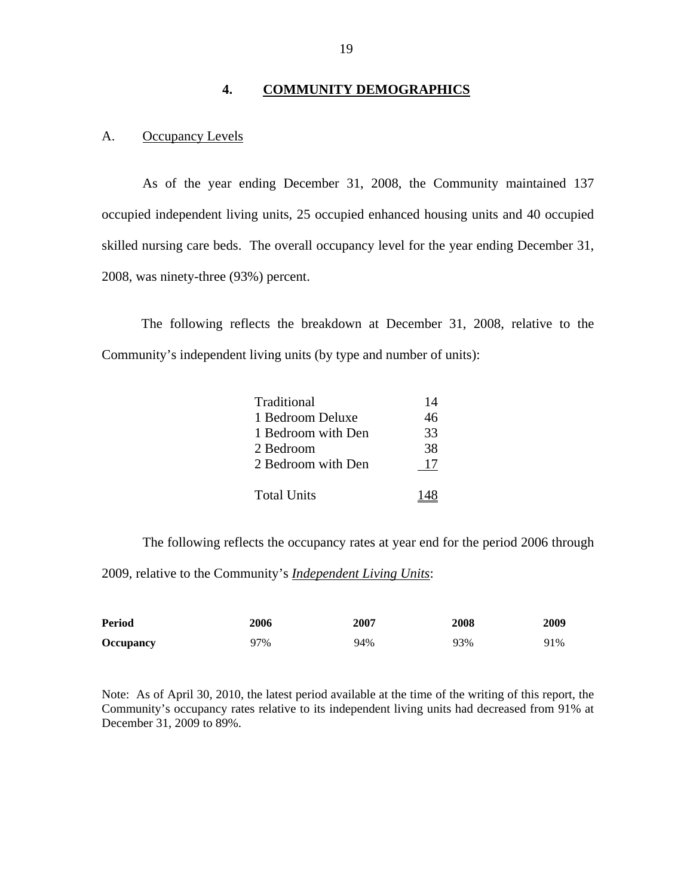## 4. COMMUNITY DEMOGRAPHICS

### A. Occupancy Levels

As of the year ending December 31, 2008, the Community maintained 137 occupied independent living units, 25 occupied enhanced housing units and 40 occupied skilled nursing care beds. The overall occupancy level for the year ending December 31, 2008, was ninety-three (93%) percent.

The following reflects the breakdown at December 31, 2008, relative to the Community's independent living units (by type and number of units):

| | |
|---|---|
| Traditional | 14 |
| 1 Bedroom Deluxe | 46 |
| 1 Bedroom with Den | 33 |
| 2 Bedroom | 38 |
| 2 Bedroom with Den | 17 |
| Total Units | 148 |

The following reflects the occupancy rates at year end for the period 2006 through 2009, relative to the Community's ***Independent Living Units***:

| **Period** | **2006** | **2007** | **2008** | **2009** |
|---|---|---|---|---|
| **Occupancy** | 97% | 94% | 93% | 91% |

Note: As of April 30, 2010, the latest period available at the time of the writing of this report, the Community's occupancy rates relative to its independent living units had decreased from 91% at December 31, 2009 to 89%.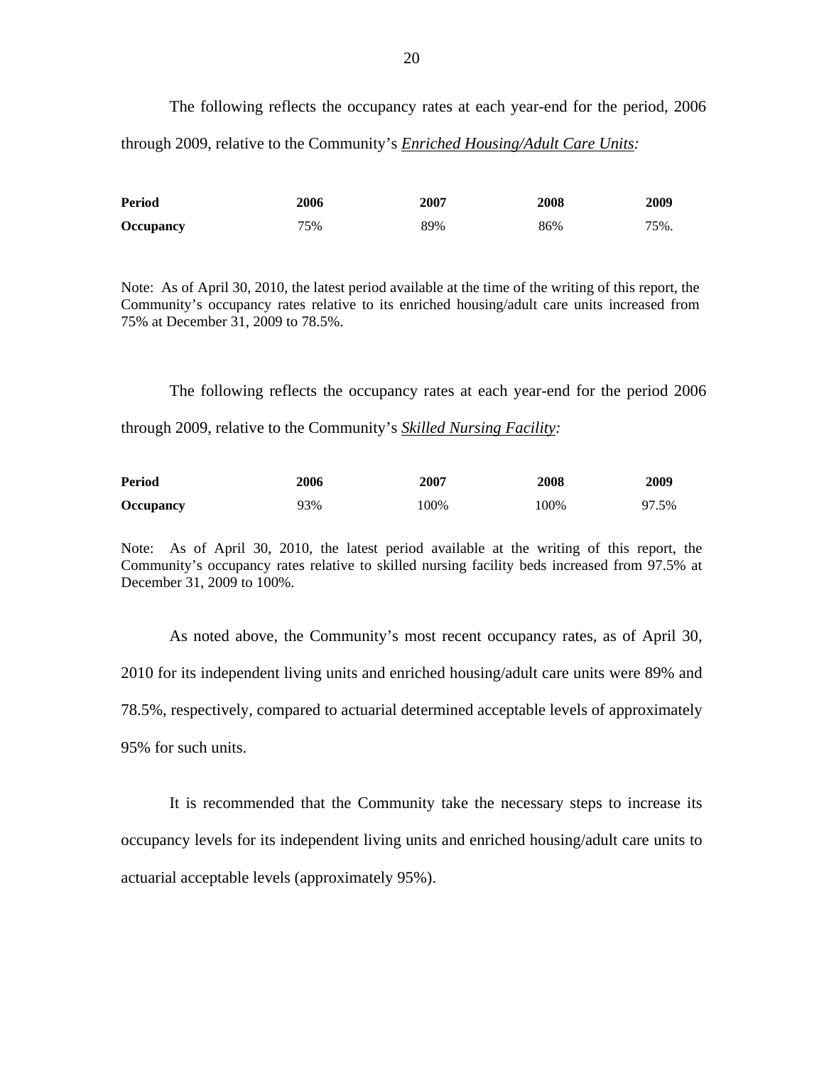The following reflects the occupancy rates at each year-end for the period, 2006 through 2009, relative to the Community's ***Enriched Housing/Adult Care Units:***

| **Period** | **2006** | **2007** | **2008** | **2009** |
|---|---|---|---|---|
| **Occupancy** | 75% | 89% | 86% | 75%. |

Note: As of April 30, 2010, the latest period available at the time of the writing of this report, the Community's occupancy rates relative to its enriched housing/adult care units increased from 75% at December 31, 2009 to 78.5%.

The following reflects the occupancy rates at each year-end for the period 2006 through 2009, relative to the Community's ***Skilled Nursing Facility:***

| **Period** | **2006** | **2007** | **2008** | **2009** |
|---|---|---|---|---|
| **Occupancy** | 93% | 100% | 100% | 97.5% |

Note: As of April 30, 2010, the latest period available at the writing of this report, the Community's occupancy rates relative to skilled nursing facility beds increased from 97.5% at December 31, 2009 to 100%.

As noted above, the Community's most recent occupancy rates, as of April 30, 2010 for its independent living units and enriched housing/adult care units were 89% and 78.5%, respectively, compared to actuarial determined acceptable levels of approximately 95% for such units.

It is recommended that the Community take the necessary steps to increase its occupancy levels for its independent living units and enriched housing/adult care units to actuarial acceptable levels (approximately 95%).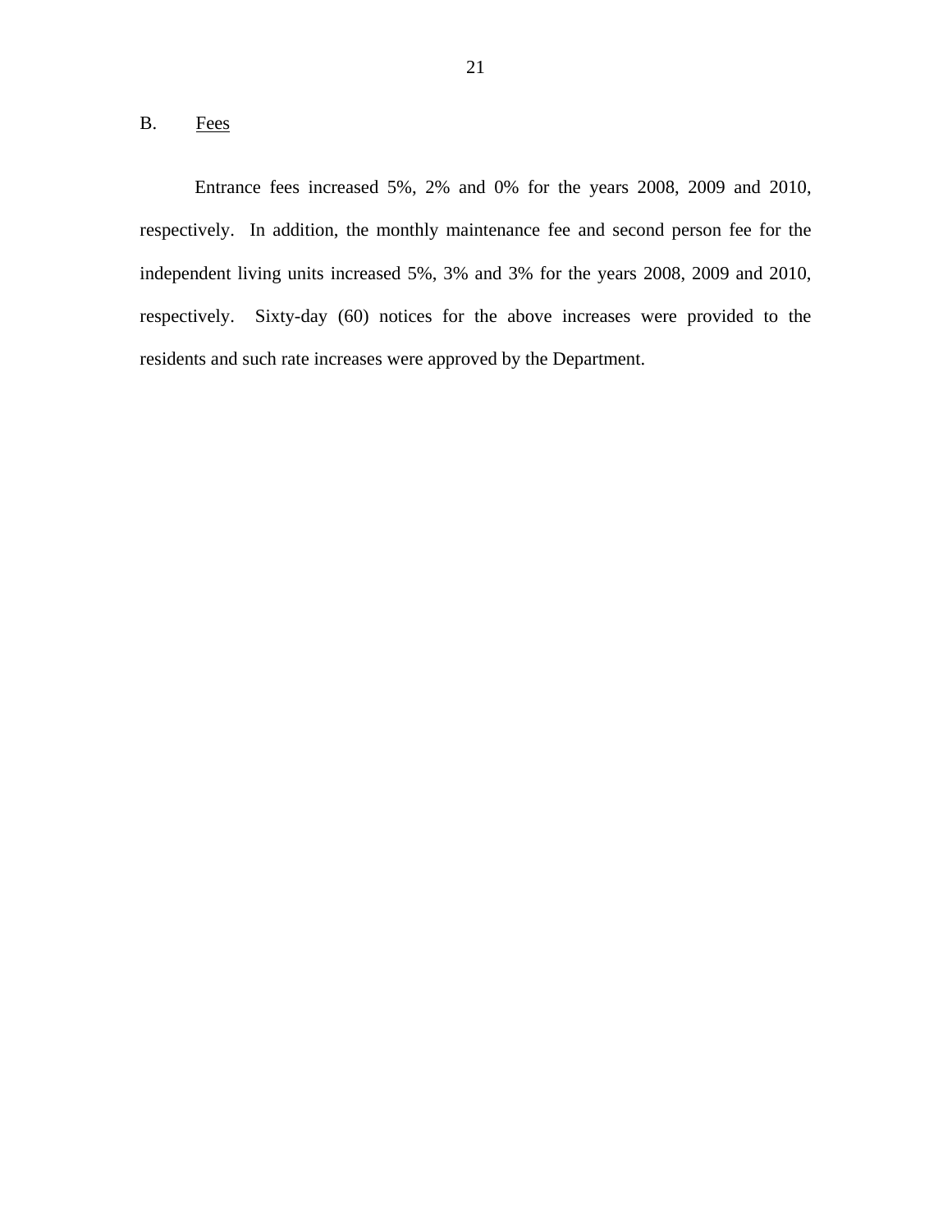## B. Fees

Entrance fees increased 5%, 2% and 0% for the years 2008, 2009 and 2010, respectively. In addition, the monthly maintenance fee and second person fee for the independent living units increased 5%, 3% and 3% for the years 2008, 2009 and 2010, respectively. Sixty-day (60) notices for the above increases were provided to the residents and such rate increases were approved by the Department.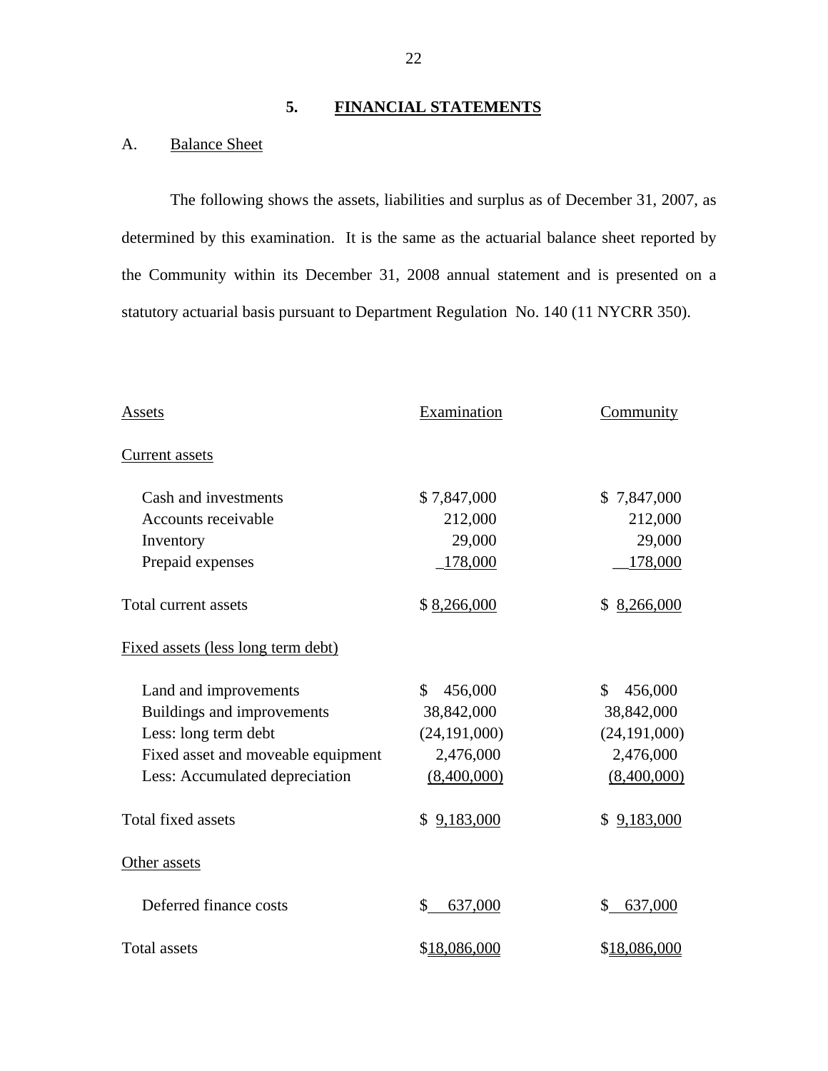## 5. FINANCIAL STATEMENTS

### A. Balance Sheet

The following shows the assets, liabilities and surplus as of December 31, 2007, as determined by this examination. It is the same as the actuarial balance sheet reported by the Community within its December 31, 2008 annual statement and is presented on a statutory actuarial basis pursuant to Department Regulation No. 140 (11 NYCRR 350).

| Assets | Examination | Community |
|---|---|---|
| Current assets | | |
| Cash and investments | $ 7,847,000 | $ 7,847,000 |
| Accounts receivable | 212,000 | 212,000 |
| Inventory | 29,000 | 29,000 |
| Prepaid expenses | 178,000 | 178,000 |
| Total current assets | $ 8,266,000 | $ 8,266,000 |
| Fixed assets (less long term debt) | | |
| Land and improvements | $ 456,000 | $ 456,000 |
| Buildings and improvements | 38,842,000 | 38,842,000 |
| Less: long term debt | (24,191,000) | (24,191,000) |
| Fixed asset and moveable equipment | 2,476,000 | 2,476,000 |
| Less: Accumulated depreciation | (8,400,000) | (8,400,000) |
| Total fixed assets | $ 9,183,000 | $ 9,183,000 |
| Other assets | | |
| Deferred finance costs | $ 637,000 | $ 637,000 |
| Total assets | $18,086,000 | $18,086,000 |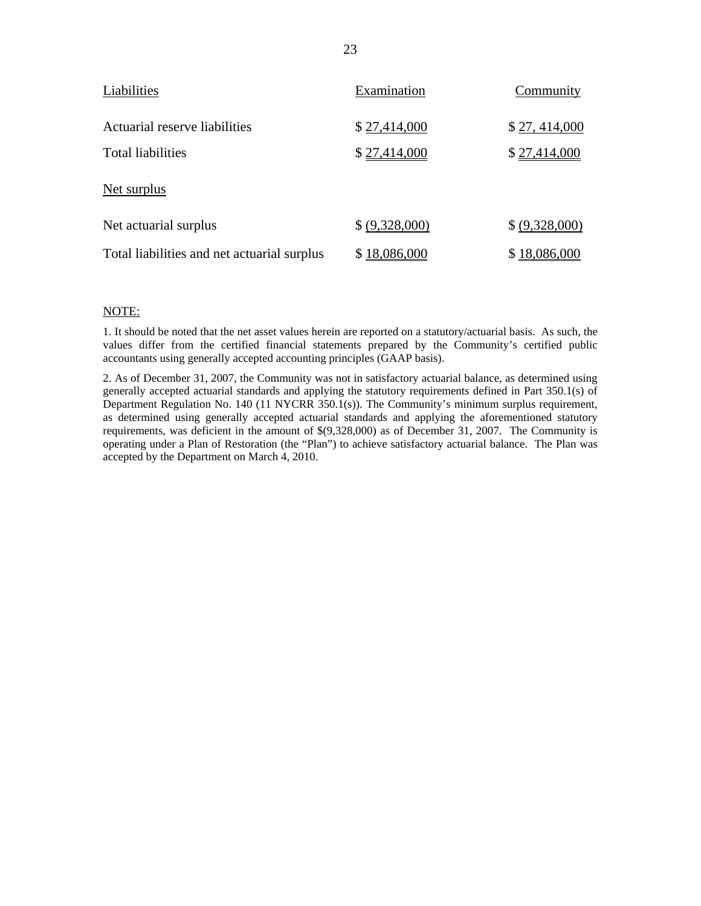| Liabilities | Examination | Community |
|---|---|---|
| Actuarial reserve liabilities | $ 27,414,000 | $ 27, 414,000 |
| Total liabilities | $ 27,414,000 | $ 27,414,000 |
| Net surplus | | |
| Net actuarial surplus | $ (9,328,000) | $ (9,328,000) |
| Total liabilities and net actuarial surplus | $ 18,086,000 | $ 18,086,000 |

NOTE:

1. It should be noted that the net asset values herein are reported on a statutory/actuarial basis. As such, the values differ from the certified financial statements prepared by the Community's certified public accountants using generally accepted accounting principles (GAAP basis).

2. As of December 31, 2007, the Community was not in satisfactory actuarial balance, as determined using generally accepted actuarial standards and applying the statutory requirements defined in Part 350.1(s) of Department Regulation No. 140 (11 NYCRR 350.1(s)). The Community's minimum surplus requirement, as determined using generally accepted actuarial standards and applying the aforementioned statutory requirements, was deficient in the amount of $(9,328,000) as of December 31, 2007. The Community is operating under a Plan of Restoration (the "Plan") to achieve satisfactory actuarial balance. The Plan was accepted by the Department on March 4, 2010.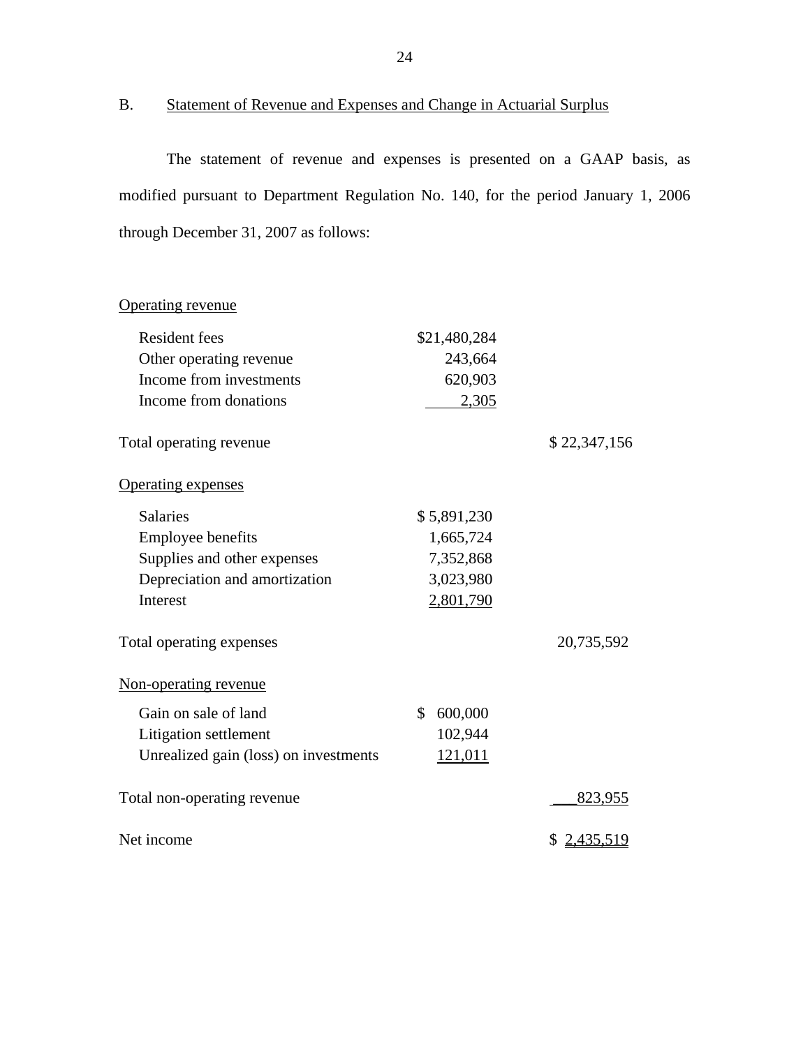B. Statement of Revenue and Expenses and Change in Actuarial Surplus

The statement of revenue and expenses is presented on a GAAP basis, as modified pursuant to Department Regulation No. 140, for the period January 1, 2006 through December 31, 2007 as follows:

| | | |
|---|---|---|
| Operating revenue | | |
| Resident fees | $21,480,284 | |
| Other operating revenue | 243,664 | |
| Income from investments | 620,903 | |
| Income from donations | 2,305 | |
| Total operating revenue | | $ 22,347,156 |
| Operating expenses | | |
| Salaries | $ 5,891,230 | |
| Employee benefits | 1,665,724 | |
| Supplies and other expenses | 7,352,868 | |
| Depreciation and amortization | 3,023,980 | |
| Interest | 2,801,790 | |
| Total operating expenses | | 20,735,592 |
| Non-operating revenue | | |
| Gain on sale of land | $ 600,000 | |
| Litigation settlement | 102,944 | |
| Unrealized gain (loss) on investments | 121,011 | |
| Total non-operating revenue | | 823,955 |
| Net income | | $ 2,435,519 |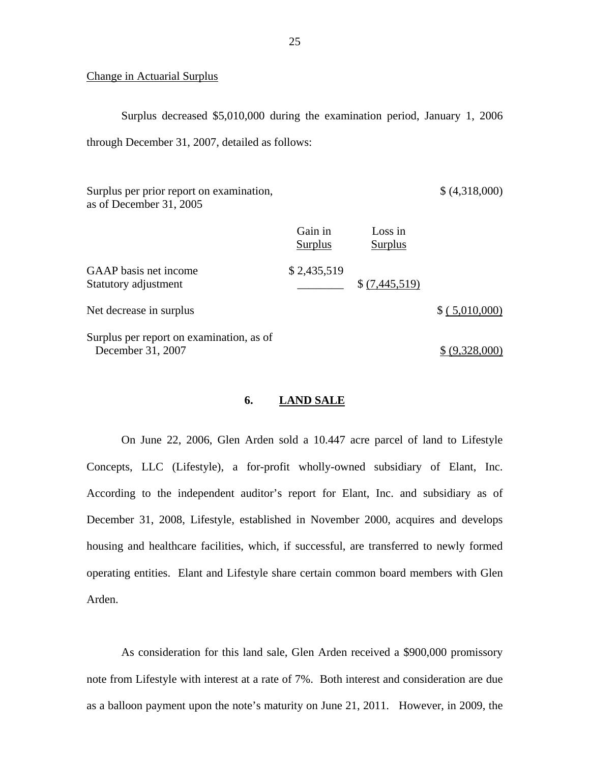Change in Actuarial Surplus

Surplus decreased $5,010,000 during the examination period, January 1, 2006 through December 31, 2007, detailed as follows:

| | | | |
|---|---|---|---|
| Surplus per prior report on examination, as of December 31, 2005 | | | $ (4,318,000) |
| | Gain in Surplus | Loss in Surplus | |
| GAAP basis net income | $ 2,435,519 | | |
| Statutory adjustment | ________ | $ (7,445,519) | |
| Net decrease in surplus | | | $ ( 5,010,000) |
| Surplus per report on examination, as of December 31, 2007 | | | $ (9,328,000) |

## 6. LAND SALE

On June 22, 2006, Glen Arden sold a 10.447 acre parcel of land to Lifestyle Concepts, LLC (Lifestyle), a for-profit wholly-owned subsidiary of Elant, Inc. According to the independent auditor's report for Elant, Inc. and subsidiary as of December 31, 2008, Lifestyle, established in November 2000, acquires and develops housing and healthcare facilities, which, if successful, are transferred to newly formed operating entities. Elant and Lifestyle share certain common board members with Glen Arden.

As consideration for this land sale, Glen Arden received a $900,000 promissory note from Lifestyle with interest at a rate of 7%. Both interest and consideration are due as a balloon payment upon the note's maturity on June 21, 2011. However, in 2009, the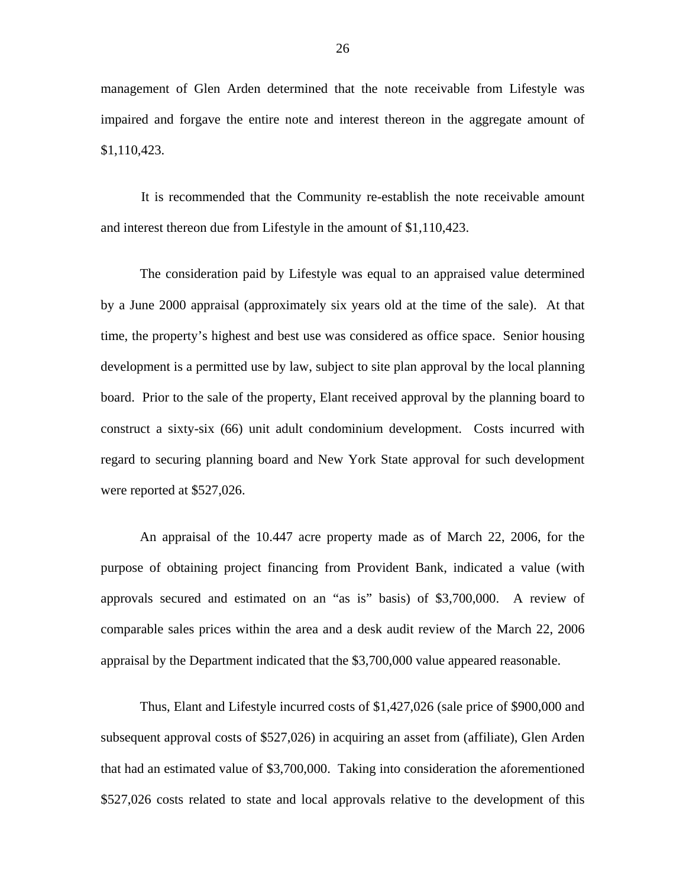management of Glen Arden determined that the note receivable from Lifestyle was impaired and forgave the entire note and interest thereon in the aggregate amount of $1,110,423.

It is recommended that the Community re-establish the note receivable amount and interest thereon due from Lifestyle in the amount of $1,110,423.

The consideration paid by Lifestyle was equal to an appraised value determined by a June 2000 appraisal (approximately six years old at the time of the sale). At that time, the property's highest and best use was considered as office space. Senior housing development is a permitted use by law, subject to site plan approval by the local planning board. Prior to the sale of the property, Elant received approval by the planning board to construct a sixty-six (66) unit adult condominium development. Costs incurred with regard to securing planning board and New York State approval for such development were reported at $527,026.

An appraisal of the 10.447 acre property made as of March 22, 2006, for the purpose of obtaining project financing from Provident Bank, indicated a value (with approvals secured and estimated on an "as is" basis) of $3,700,000. A review of comparable sales prices within the area and a desk audit review of the March 22, 2006 appraisal by the Department indicated that the $3,700,000 value appeared reasonable.

Thus, Elant and Lifestyle incurred costs of $1,427,026 (sale price of $900,000 and subsequent approval costs of $527,026) in acquiring an asset from (affiliate), Glen Arden that had an estimated value of $3,700,000. Taking into consideration the aforementioned $527,026 costs related to state and local approvals relative to the development of this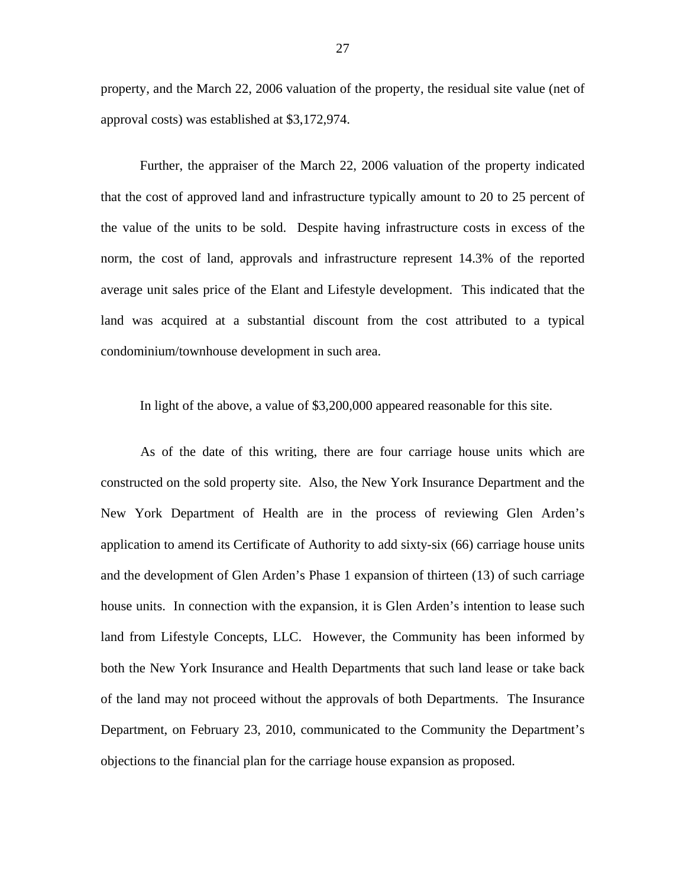property, and the March 22, 2006 valuation of the property, the residual site value (net of approval costs) was established at $3,172,974.

Further, the appraiser of the March 22, 2006 valuation of the property indicated that the cost of approved land and infrastructure typically amount to 20 to 25 percent of the value of the units to be sold. Despite having infrastructure costs in excess of the norm, the cost of land, approvals and infrastructure represent 14.3% of the reported average unit sales price of the Elant and Lifestyle development. This indicated that the land was acquired at a substantial discount from the cost attributed to a typical condominium/townhouse development in such area.

In light of the above, a value of $3,200,000 appeared reasonable for this site.

As of the date of this writing, there are four carriage house units which are constructed on the sold property site. Also, the New York Insurance Department and the New York Department of Health are in the process of reviewing Glen Arden's application to amend its Certificate of Authority to add sixty-six (66) carriage house units and the development of Glen Arden's Phase 1 expansion of thirteen (13) of such carriage house units. In connection with the expansion, it is Glen Arden's intention to lease such land from Lifestyle Concepts, LLC. However, the Community has been informed by both the New York Insurance and Health Departments that such land lease or take back of the land may not proceed without the approvals of both Departments. The Insurance Department, on February 23, 2010, communicated to the Community the Department's objections to the financial plan for the carriage house expansion as proposed.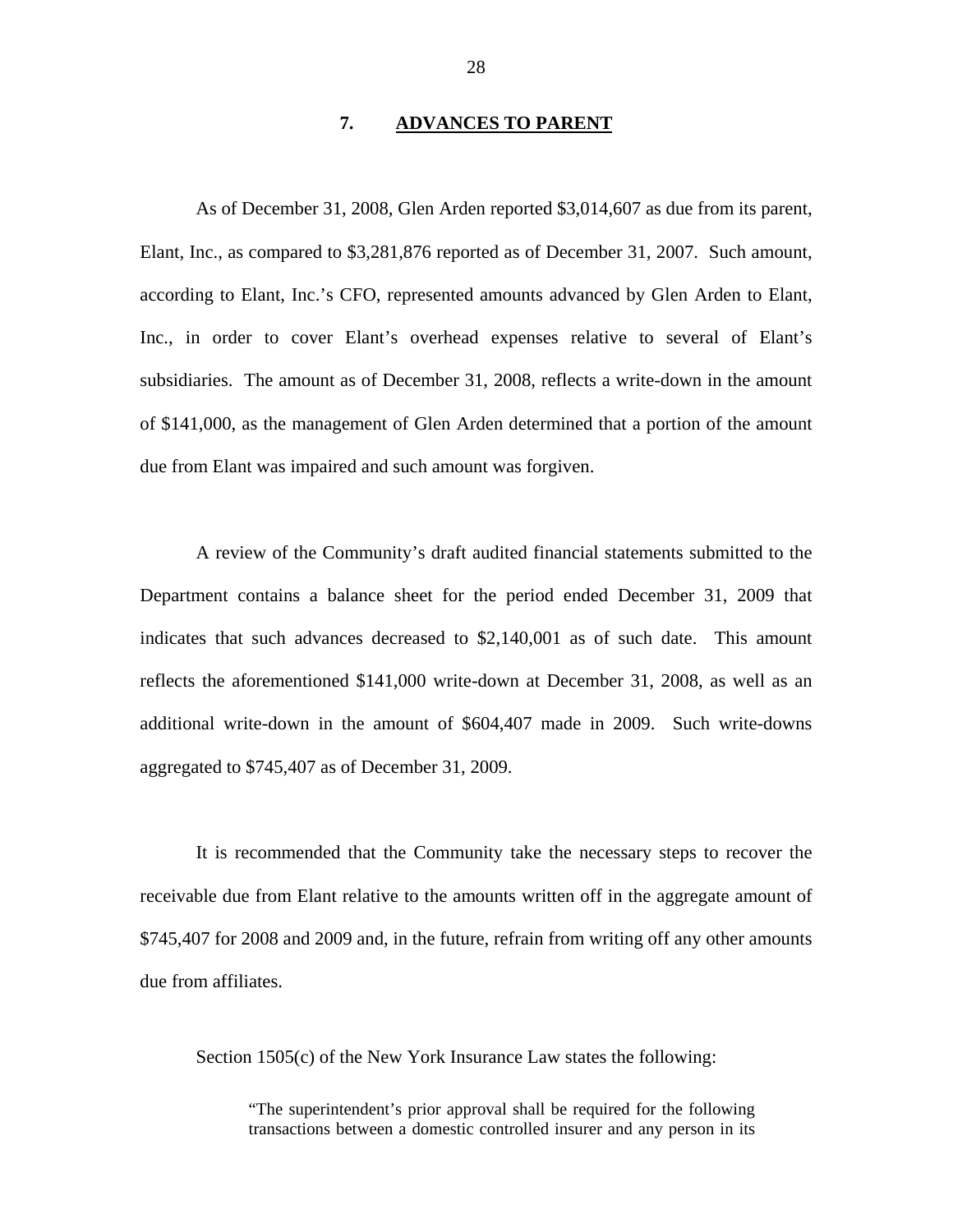## 7. ADVANCES TO PARENT

As of December 31, 2008, Glen Arden reported $3,014,607 as due from its parent, Elant, Inc., as compared to $3,281,876 reported as of December 31, 2007. Such amount, according to Elant, Inc.'s CFO, represented amounts advanced by Glen Arden to Elant, Inc., in order to cover Elant's overhead expenses relative to several of Elant's subsidiaries. The amount as of December 31, 2008, reflects a write-down in the amount of $141,000, as the management of Glen Arden determined that a portion of the amount due from Elant was impaired and such amount was forgiven.

A review of the Community's draft audited financial statements submitted to the Department contains a balance sheet for the period ended December 31, 2009 that indicates that such advances decreased to $2,140,001 as of such date. This amount reflects the aforementioned $141,000 write-down at December 31, 2008, as well as an additional write-down in the amount of $604,407 made in 2009. Such write-downs aggregated to $745,407 as of December 31, 2009.

It is recommended that the Community take the necessary steps to recover the receivable due from Elant relative to the amounts written off in the aggregate amount of $745,407 for 2008 and 2009 and, in the future, refrain from writing off any other amounts due from affiliates.

Section 1505(c) of the New York Insurance Law states the following:

> "The superintendent's prior approval shall be required for the following transactions between a domestic controlled insurer and any person in its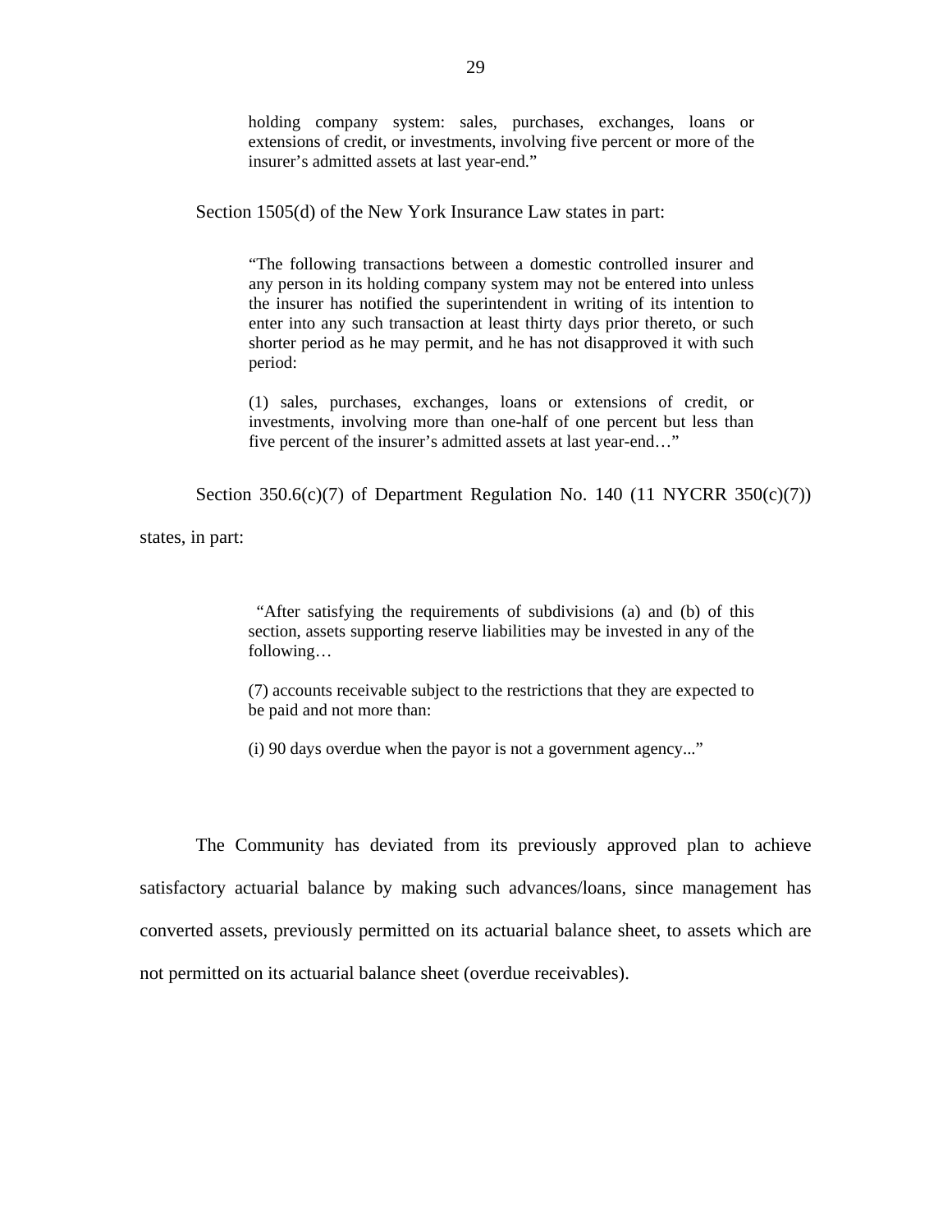> holding company system: sales, purchases, exchanges, loans or extensions of credit, or investments, involving five percent or more of the insurer's admitted assets at last year-end."

Section 1505(d) of the New York Insurance Law states in part:

> "The following transactions between a domestic controlled insurer and any person in its holding company system may not be entered into unless the insurer has notified the superintendent in writing of its intention to enter into any such transaction at least thirty days prior thereto, or such shorter period as he may permit, and he has not disapproved it with such period:
>
> (1) sales, purchases, exchanges, loans or extensions of credit, or investments, involving more than one-half of one percent but less than five percent of the insurer's admitted assets at last year-end…"

Section 350.6(c)(7) of Department Regulation No. 140 (11 NYCRR 350(c)(7)) states, in part:

> "After satisfying the requirements of subdivisions (a) and (b) of this section, assets supporting reserve liabilities may be invested in any of the following…
>
> (7) accounts receivable subject to the restrictions that they are expected to be paid and not more than:
>
> (i) 90 days overdue when the payor is not a government agency..."

The Community has deviated from its previously approved plan to achieve satisfactory actuarial balance by making such advances/loans, since management has converted assets, previously permitted on its actuarial balance sheet, to assets which are not permitted on its actuarial balance sheet (overdue receivables).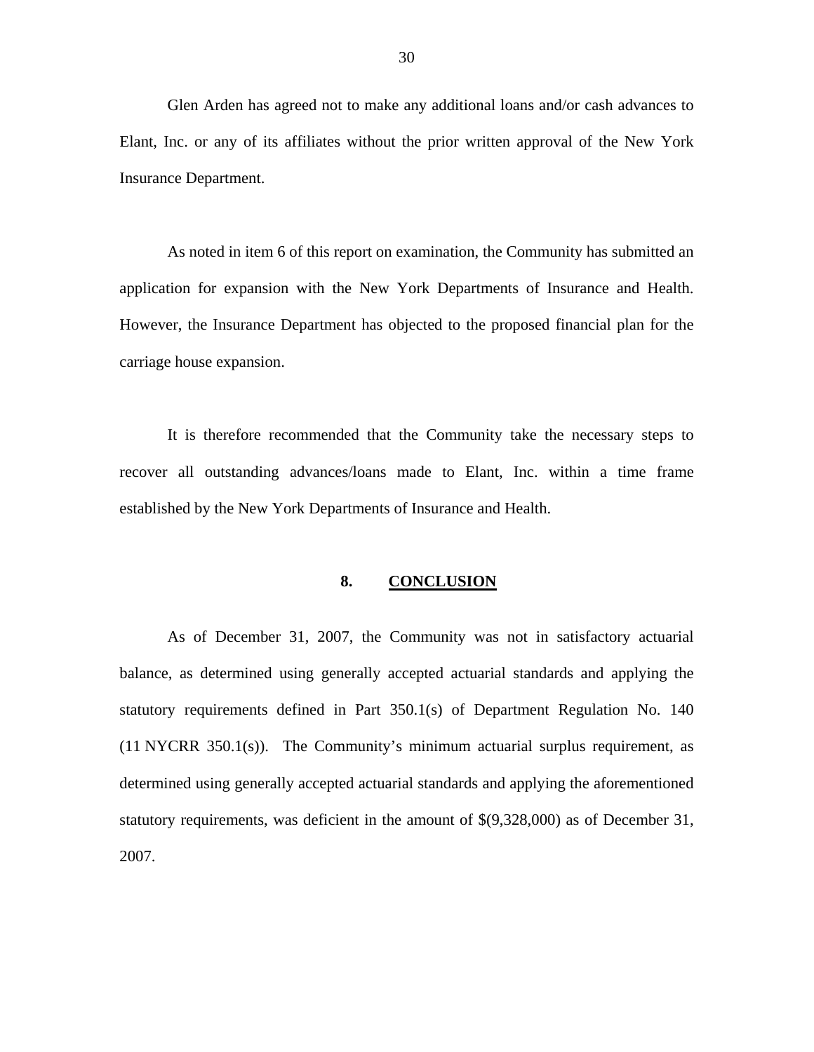Glen Arden has agreed not to make any additional loans and/or cash advances to Elant, Inc. or any of its affiliates without the prior written approval of the New York Insurance Department.

As noted in item 6 of this report on examination, the Community has submitted an application for expansion with the New York Departments of Insurance and Health. However, the Insurance Department has objected to the proposed financial plan for the carriage house expansion.

It is therefore recommended that the Community take the necessary steps to recover all outstanding advances/loans made to Elant, Inc. within a time frame established by the New York Departments of Insurance and Health.

## 8. CONCLUSION

As of December 31, 2007, the Community was not in satisfactory actuarial balance, as determined using generally accepted actuarial standards and applying the statutory requirements defined in Part 350.1(s) of Department Regulation No. 140 (11 NYCRR 350.1(s)). The Community's minimum actuarial surplus requirement, as determined using generally accepted actuarial standards and applying the aforementioned statutory requirements, was deficient in the amount of $(9,328,000) as of December 31, 2007.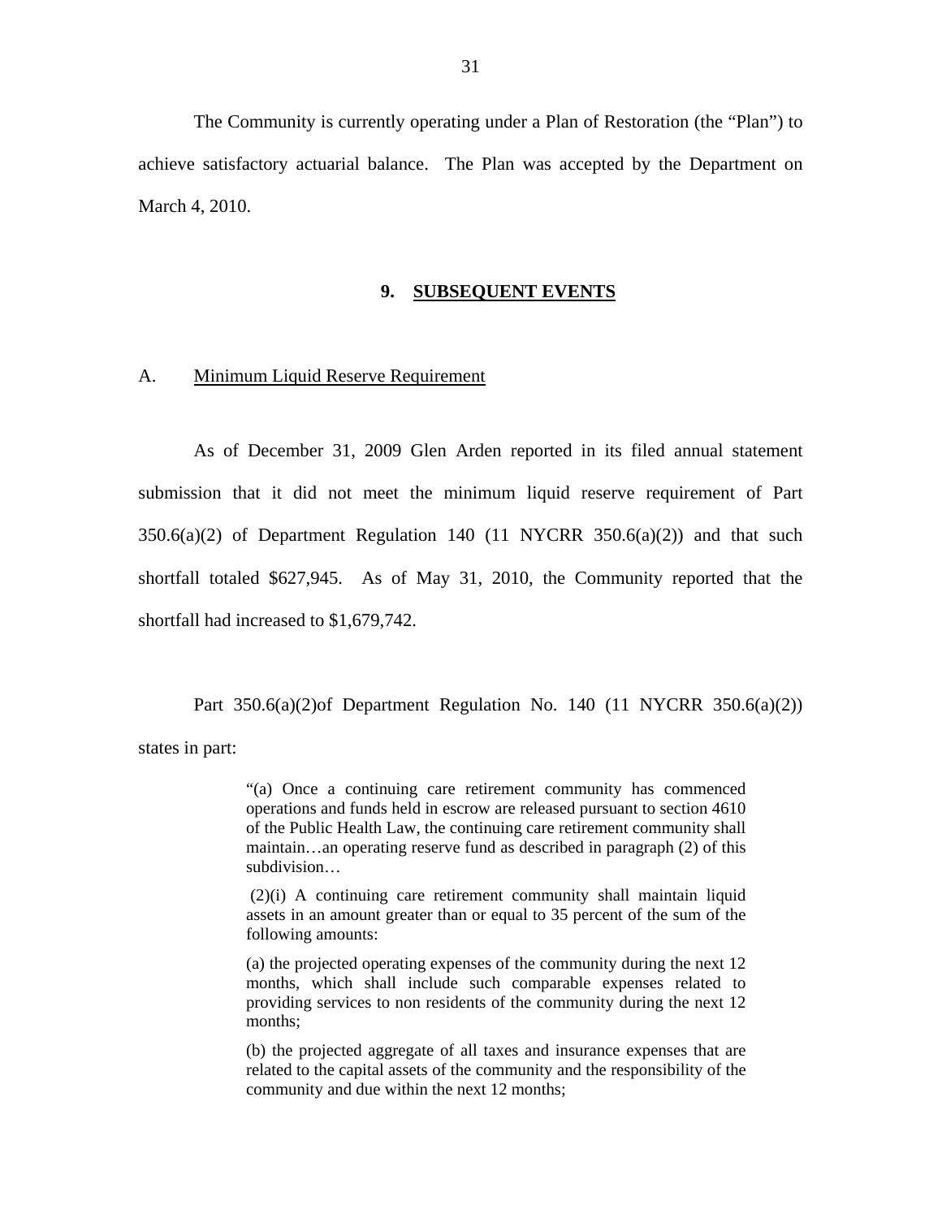The Community is currently operating under a Plan of Restoration (the "Plan") to achieve satisfactory actuarial balance. The Plan was accepted by the Department on March 4, 2010.

## 9. SUBSEQUENT EVENTS

### A. Minimum Liquid Reserve Requirement

As of December 31, 2009 Glen Arden reported in its filed annual statement submission that it did not meet the minimum liquid reserve requirement of Part 350.6(a)(2) of Department Regulation 140 (11 NYCRR 350.6(a)(2)) and that such shortfall totaled $627,945. As of May 31, 2010, the Community reported that the shortfall had increased to $1,679,742.

Part 350.6(a)(2)of Department Regulation No. 140 (11 NYCRR 350.6(a)(2)) states in part:

> "(a) Once a continuing care retirement community has commenced operations and funds held in escrow are released pursuant to section 4610 of the Public Health Law, the continuing care retirement community shall maintain…an operating reserve fund as described in paragraph (2) of this subdivision…
>
> (2)(i) A continuing care retirement community shall maintain liquid assets in an amount greater than or equal to 35 percent of the sum of the following amounts:
>
> (a) the projected operating expenses of the community during the next 12 months, which shall include such comparable expenses related to providing services to non residents of the community during the next 12 months;
>
> (b) the projected aggregate of all taxes and insurance expenses that are related to the capital assets of the community and the responsibility of the community and due within the next 12 months;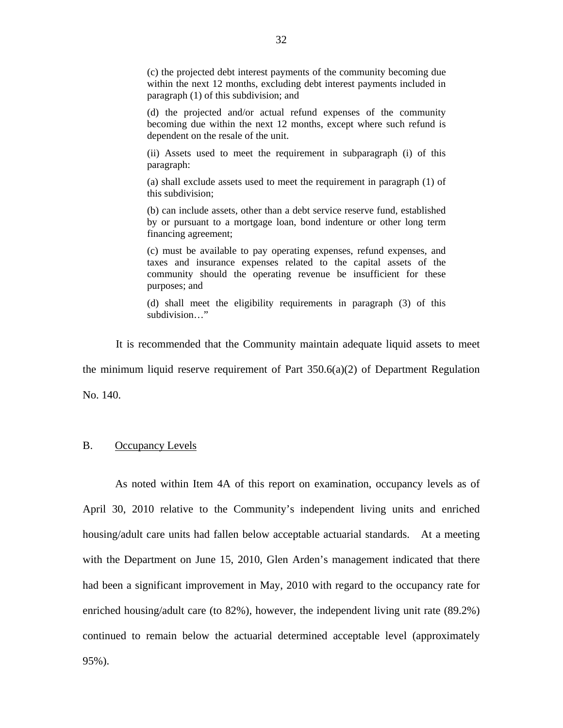> (c) the projected debt interest payments of the community becoming due within the next 12 months, excluding debt interest payments included in paragraph (1) of this subdivision; and
>
> (d) the projected and/or actual refund expenses of the community becoming due within the next 12 months, except where such refund is dependent on the resale of the unit.
>
> (ii) Assets used to meet the requirement in subparagraph (i) of this paragraph:
>
> (a) shall exclude assets used to meet the requirement in paragraph (1) of this subdivision;
>
> (b) can include assets, other than a debt service reserve fund, established by or pursuant to a mortgage loan, bond indenture or other long term financing agreement;
>
> (c) must be available to pay operating expenses, refund expenses, and taxes and insurance expenses related to the capital assets of the community should the operating revenue be insufficient for these purposes; and
>
> (d) shall meet the eligibility requirements in paragraph (3) of this subdivision…"

It is recommended that the Community maintain adequate liquid assets to meet the minimum liquid reserve requirement of Part 350.6(a)(2) of Department Regulation No. 140.

## B. Occupancy Levels

As noted within Item 4A of this report on examination, occupancy levels as of April 30, 2010 relative to the Community's independent living units and enriched housing/adult care units had fallen below acceptable actuarial standards. At a meeting with the Department on June 15, 2010, Glen Arden's management indicated that there had been a significant improvement in May, 2010 with regard to the occupancy rate for enriched housing/adult care (to 82%), however, the independent living unit rate (89.2%) continued to remain below the actuarial determined acceptable level (approximately 95%).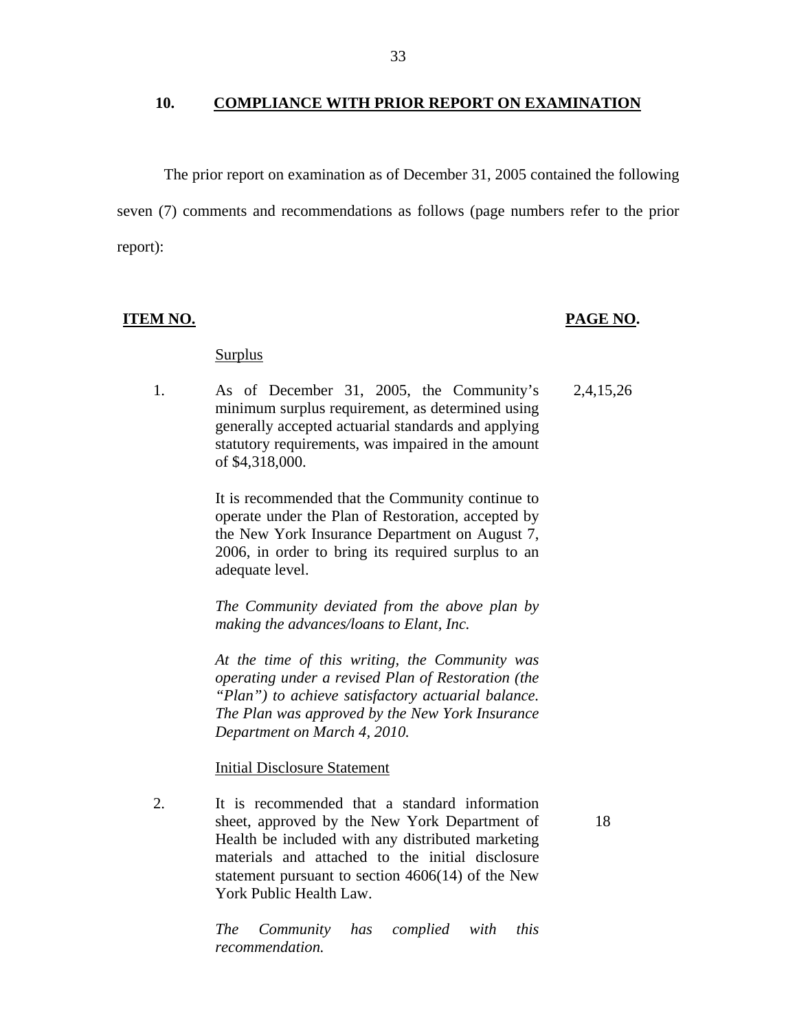## 10. COMPLIANCE WITH PRIOR REPORT ON EXAMINATION

The prior report on examination as of December 31, 2005 contained the following seven (7) comments and recommendations as follows (page numbers refer to the prior report):

| ITEM NO. | | PAGE NO. |
|---|---|---|
| | Surplus | |
| 1. | As of December 31, 2005, the Community's minimum surplus requirement, as determined using generally accepted actuarial standards and applying statutory requirements, was impaired in the amount of $4,318,000.<br><br>It is recommended that the Community continue to operate under the Plan of Restoration, accepted by the New York Insurance Department on August 7, 2006, in order to bring its required surplus to an adequate level.<br><br>*The Community deviated from the above plan by making the advances/loans to Elant, Inc.*<br><br>*At the time of this writing, the Community was operating under a revised Plan of Restoration (the "Plan") to achieve satisfactory actuarial balance. The Plan was approved by the New York Insurance Department on March 4, 2010.* | 2,4,15,26 |
| | Initial Disclosure Statement | |
| 2. | It is recommended that a standard information sheet, approved by the New York Department of Health be included with any distributed marketing materials and attached to the initial disclosure statement pursuant to section 4606(14) of the New York Public Health Law.<br><br>*The Community has complied with this recommendation.* | 18 |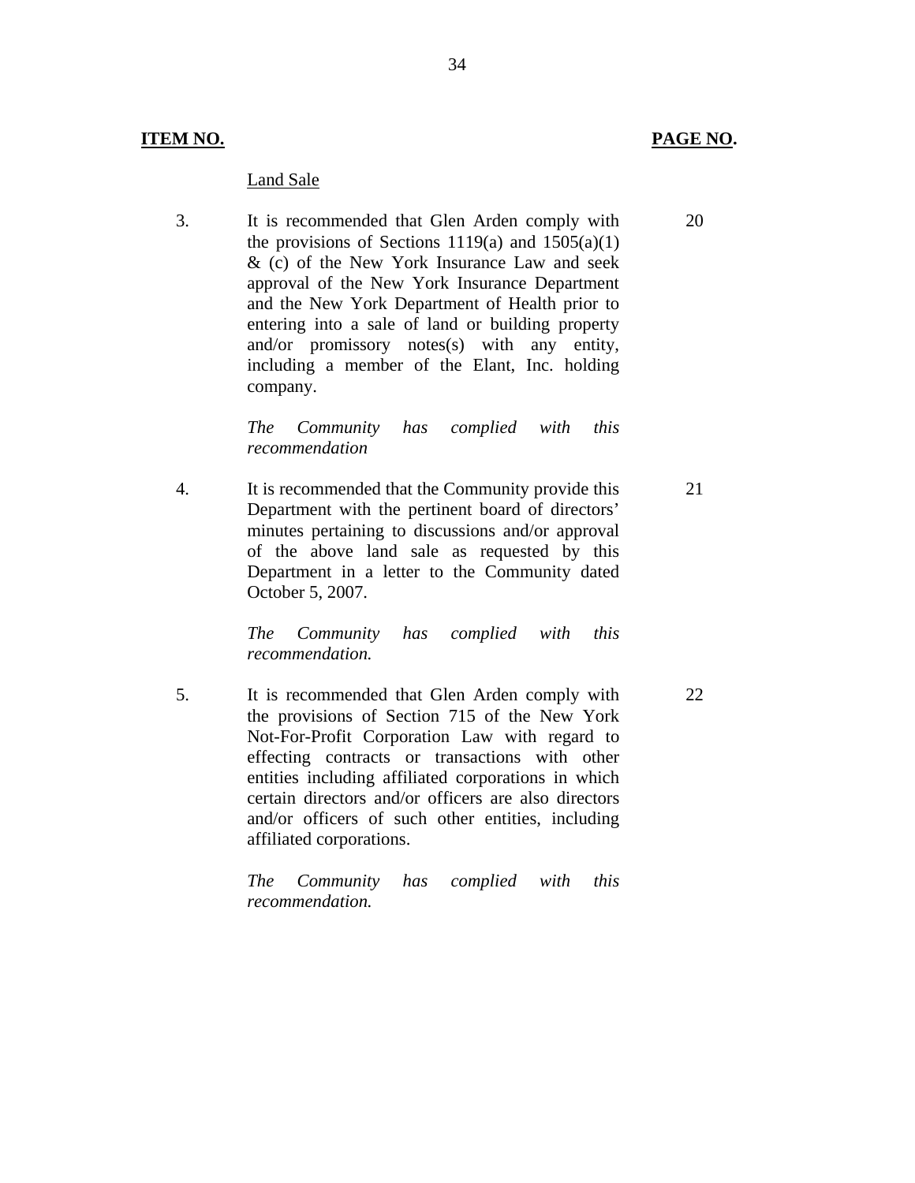| ITEM NO. | | PAGE NO. |
|---|---|---|
| | Land Sale | |
| 3. | It is recommended that Glen Arden comply with the provisions of Sections 1119(a) and 1505(a)(1) & (c) of the New York Insurance Law and seek approval of the New York Insurance Department and the New York Department of Health prior to entering into a sale of land or building property and/or promissory notes(s) with any entity, including a member of the Elant, Inc. holding company.<br><br>*The Community has complied with this recommendation* | 20 |
| 4. | It is recommended that the Community provide this Department with the pertinent board of directors' minutes pertaining to discussions and/or approval of the above land sale as requested by this Department in a letter to the Community dated October 5, 2007.<br><br>*The Community has complied with this recommendation.* | 21 |
| 5. | It is recommended that Glen Arden comply with the provisions of Section 715 of the New York Not-For-Profit Corporation Law with regard to effecting contracts or transactions with other entities including affiliated corporations in which certain directors and/or officers are also directors and/or officers of such other entities, including affiliated corporations.<br><br>*The Community has complied with this recommendation.* | 22 |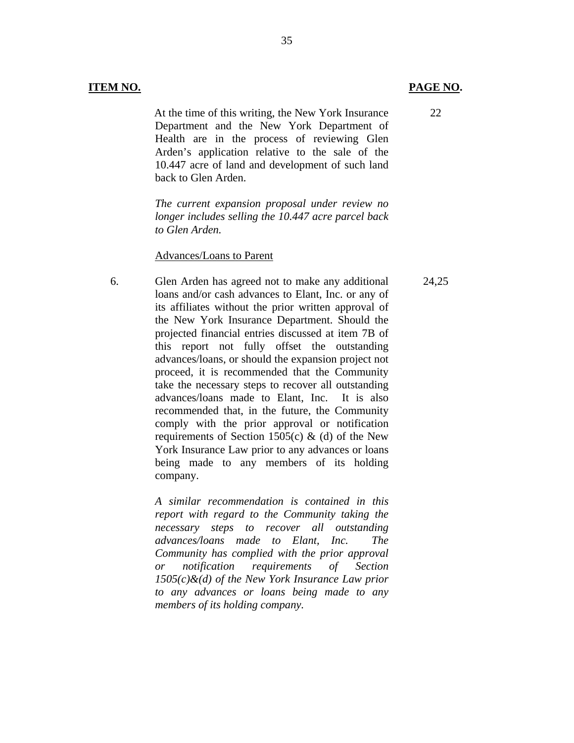| ITEM NO. | | PAGE NO. |
|---|---|---|
| | At the time of this writing, the New York Insurance Department and the New York Department of Health are in the process of reviewing Glen Arden's application relative to the sale of the 10.447 acre of land and development of such land back to Glen Arden. | 22 |
| | *The current expansion proposal under review no longer includes selling the 10.447 acre parcel back to Glen Arden.* | |
| | Advances/Loans to Parent | |
| 6. | Glen Arden has agreed not to make any additional loans and/or cash advances to Elant, Inc. or any of its affiliates without the prior written approval of the New York Insurance Department. Should the projected financial entries discussed at item 7B of this report not fully offset the outstanding advances/loans, or should the expansion project not proceed, it is recommended that the Community take the necessary steps to recover all outstanding advances/loans made to Elant, Inc. It is also recommended that, in the future, the Community comply with the prior approval or notification requirements of Section 1505(c) & (d) of the New York Insurance Law prior to any advances or loans being made to any members of its holding company. | 24,25 |
| | *A similar recommendation is contained in this report with regard to the Community taking the necessary steps to recover all outstanding advances/loans made to Elant, Inc. The Community has complied with the prior approval or notification requirements of Section 1505(c)&(d) of the New York Insurance Law prior to any advances or loans being made to any members of its holding company.* | |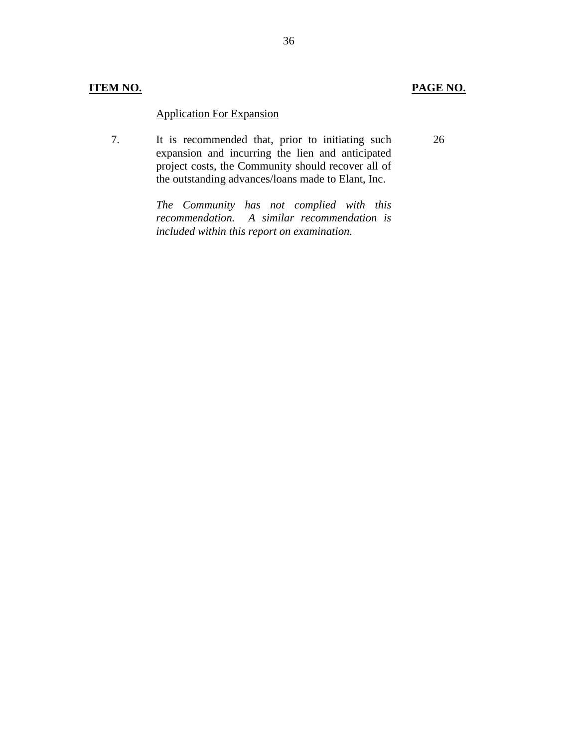| ITEM NO. | | PAGE NO. |
|---|---|---|
| | Application For Expansion | |
| 7. | It is recommended that, prior to initiating such expansion and incurring the lien and anticipated project costs, the Community should recover all of the outstanding advances/loans made to Elant, Inc. | 26 |
| | *The Community has not complied with this recommendation. A similar recommendation is included within this report on examination.* | |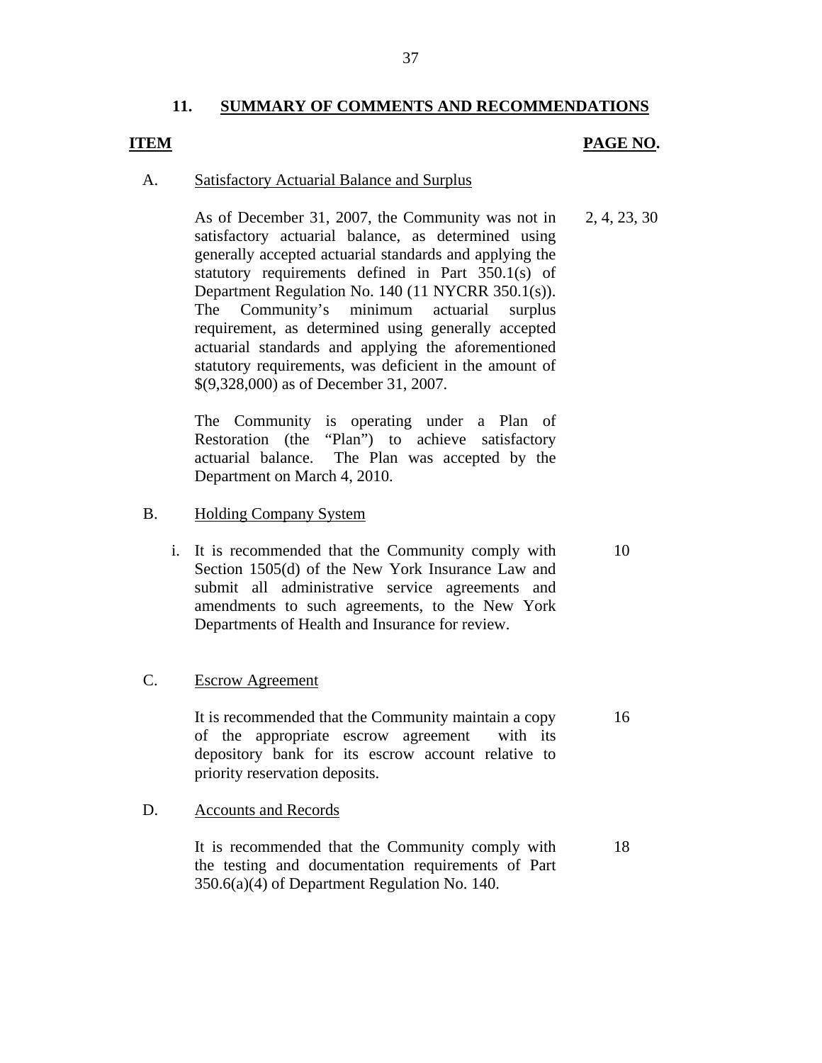## 11. SUMMARY OF COMMENTS AND RECOMMENDATIONS

| ITEM | | PAGE NO. |
|---|---|---|
| A. | Satisfactory Actuarial Balance and Surplus | |
| | As of December 31, 2007, the Community was not in satisfactory actuarial balance, as determined using generally accepted actuarial standards and applying the statutory requirements defined in Part 350.1(s) of Department Regulation No. 140 (11 NYCRR 350.1(s)). The Community's minimum actuarial surplus requirement, as determined using generally accepted actuarial standards and applying the aforementioned statutory requirements, was deficient in the amount of $(9,328,000) as of December 31, 2007. | 2, 4, 23, 30 |
| | The Community is operating under a Plan of Restoration (the "Plan") to achieve satisfactory actuarial balance. The Plan was accepted by the Department on March 4, 2010. | |
| B. | Holding Company System | |
| | i. It is recommended that the Community comply with Section 1505(d) of the New York Insurance Law and submit all administrative service agreements and amendments to such agreements, to the New York Departments of Health and Insurance for review. | 10 |
| C. | Escrow Agreement | |
| | It is recommended that the Community maintain a copy of the appropriate escrow agreement with its depository bank for its escrow account relative to priority reservation deposits. | 16 |
| D. | Accounts and Records | |
| | It is recommended that the Community comply with the testing and documentation requirements of Part 350.6(a)(4) of Department Regulation No. 140. | 18 |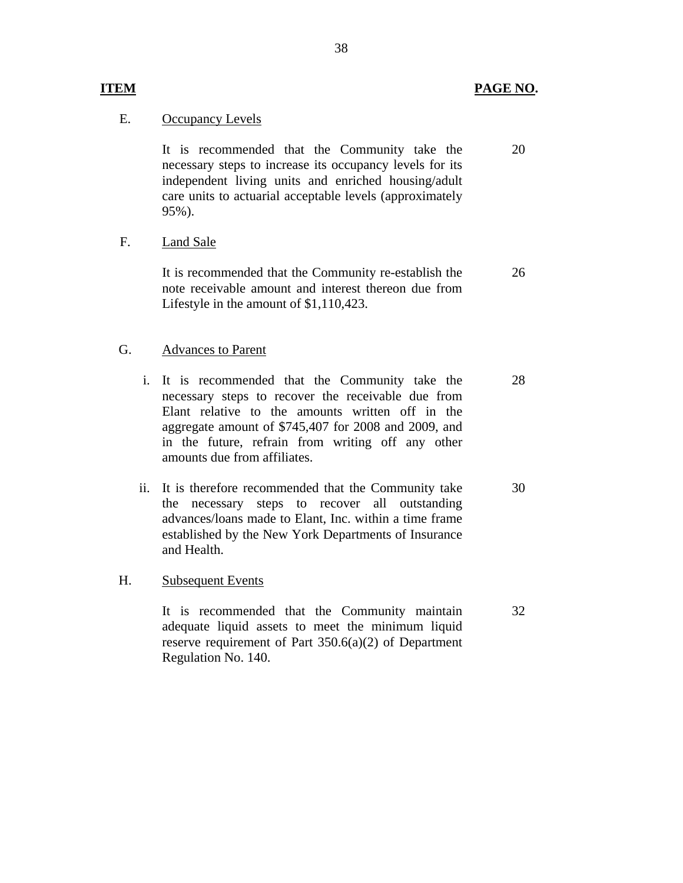| ITEM | | PAGE NO. |
|---|---|---|
| E. | Occupancy Levels | |
| | It is recommended that the Community take the necessary steps to increase its occupancy levels for its independent living units and enriched housing/adult care units to actuarial acceptable levels (approximately 95%). | 20 |
| F. | Land Sale | |
| | It is recommended that the Community re-establish the note receivable amount and interest thereon due from Lifestyle in the amount of $1,110,423. | 26 |
| G. | Advances to Parent | |
| | i. It is recommended that the Community take the necessary steps to recover the receivable due from Elant relative to the amounts written off in the aggregate amount of $745,407 for 2008 and 2009, and in the future, refrain from writing off any other amounts due from affiliates. | 28 |
| | ii. It is therefore recommended that the Community take the necessary steps to recover all outstanding advances/loans made to Elant, Inc. within a time frame established by the New York Departments of Insurance and Health. | 30 |
| H. | Subsequent Events | |
| | It is recommended that the Community maintain adequate liquid assets to meet the minimum liquid reserve requirement of Part 350.6(a)(2) of Department Regulation No. 140. | 32 |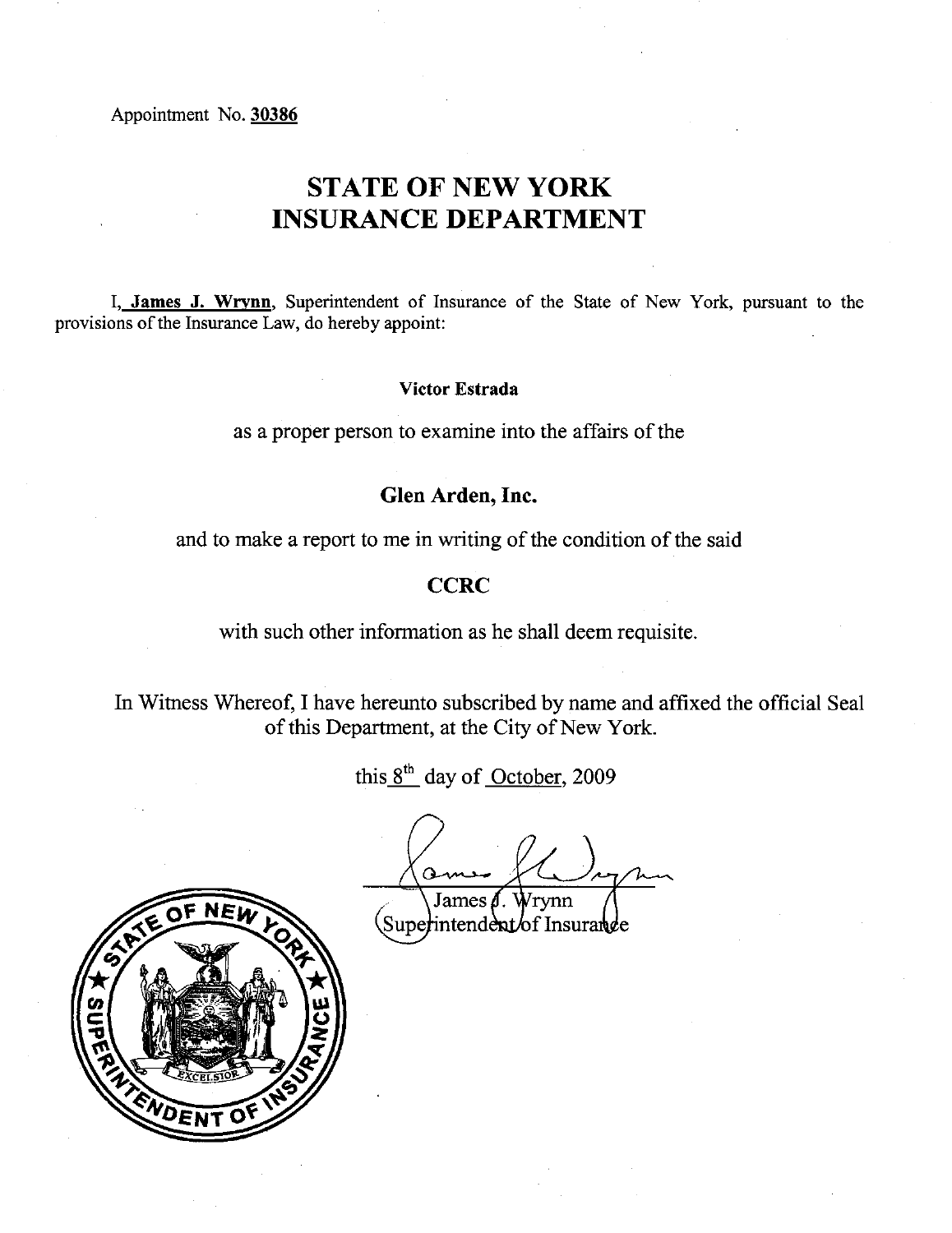Appointment No. **30386**

# STATE OF NEW YORK
# INSURANCE DEPARTMENT

I, **James J. Wrynn**, Superintendent of Insurance of the State of New York, pursuant to the provisions of the Insurance Law, do hereby appoint:

**Victor Estrada**

as a proper person to examine into the affairs of the

**Glen Arden, Inc.**

and to make a report to me in writing of the condition of the said

**CCRC**

with such other information as he shall deem requisite.

In Witness Whereof, I have hereunto subscribed by name and affixed the official Seal of this Department, at the City of New York.

this 8th day of October, 2009

James J. Wrynn
Superintendent of Insurance